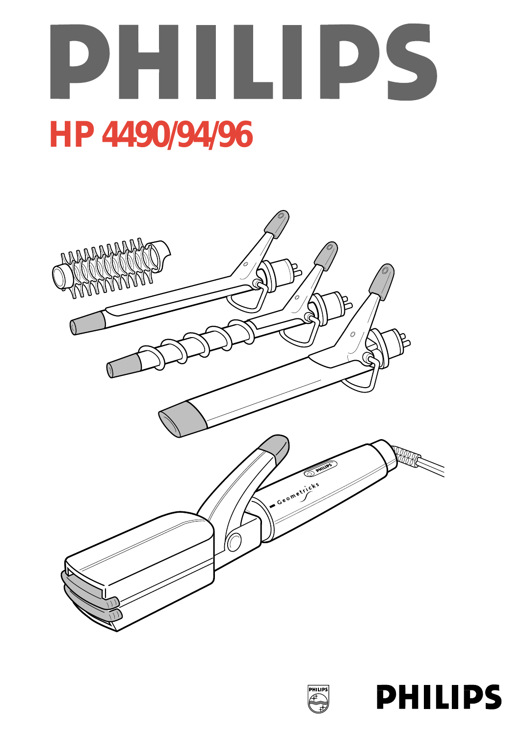# PHILIPS

## HP 4490/94/96

PHILIPS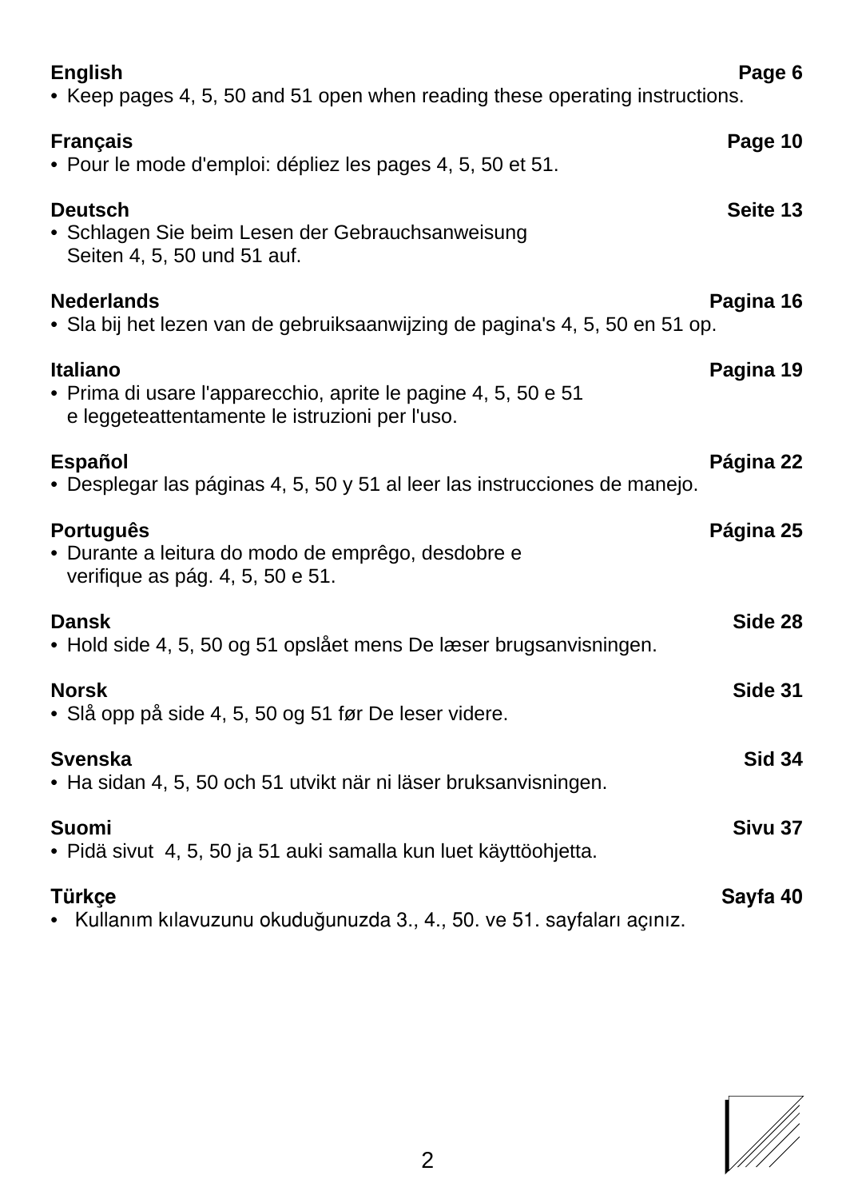**English** **Page 6**

- Keep pages 4, 5, 50 and 51 open when reading these operating instructions.

**Français** **Page 10**

- Pour le mode d'emploi: dépliez les pages 4, 5, 50 et 51.

**Deutsch** **Seite 13**

- Schlagen Sie beim Lesen der Gebrauchsanweisung Seiten 4, 5, 50 und 51 auf.

**Nederlands** **Pagina 16**

- Sla bij het lezen van de gebruiksaanwijzing de pagina's 4, 5, 50 en 51 op.

**Italiano** **Pagina 19**

- Prima di usare l'apparecchio, aprite le pagine 4, 5, 50 e 51 e leggeteattentamente le istruzioni per l'uso.

**Español** **Página 22**

- Desplegar las páginas 4, 5, 50 y 51 al leer las instrucciones de manejo.

**Português** **Página 25**

- Durante a leitura do modo de emprêgo, desdobre e verifique as pág. 4, 5, 50 e 51.

**Dansk** **Side 28**

- Hold side 4, 5, 50 og 51 opslået mens De læser brugsanvisningen.

**Norsk** **Side 31**

- Slå opp på side 4, 5, 50 og 51 før De leser videre.

**Svenska** **Sid 34**

- Ha sidan 4, 5, 50 och 51 utvikt när ni läser bruksanvisningen.

**Suomi** **Sivu 37**

- Pidä sivut 4, 5, 50 ja 51 auki samalla kun luet käyttöohjetta.

**Türkçe** **Sayfa 40**

- Kullanım kılavuzunu okuduğunuzda 3., 4., 50. ve 51. sayfaları açınız.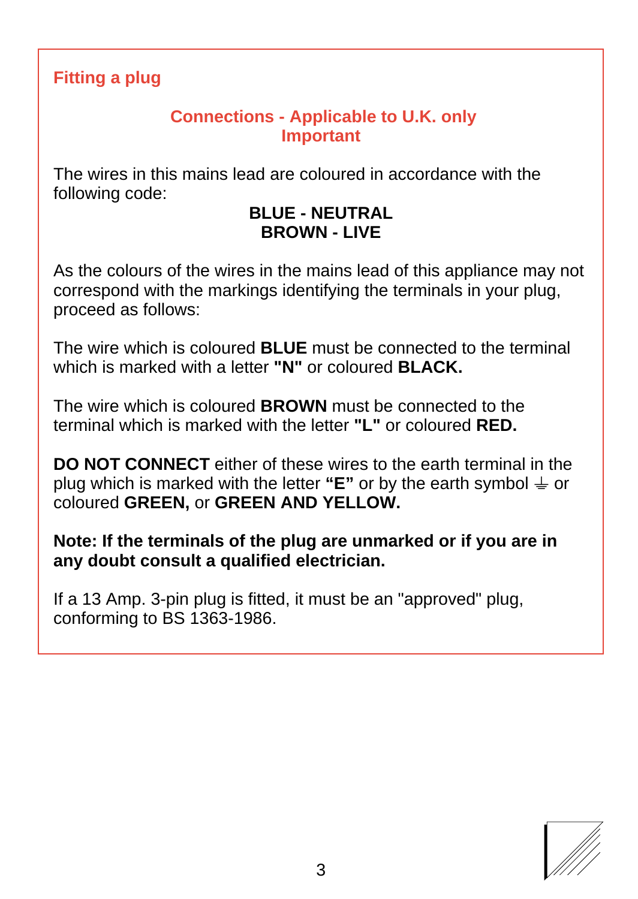## Fitting a plug

### Connections - Applicable to U.K. only
### Important

The wires in this mains lead are coloured in accordance with the following code:

**BLUE - NEUTRAL**
**BROWN - LIVE**

As the colours of the wires in the mains lead of this appliance may not correspond with the markings identifying the terminals in your plug, proceed as follows:

The wire which is coloured **BLUE** must be connected to the terminal which is marked with a letter **"N"** or coloured **BLACK.**

The wire which is coloured **BROWN** must be connected to the terminal which is marked with the letter **"L"** or coloured **RED.**

**DO NOT CONNECT** either of these wires to the earth terminal in the plug which is marked with the letter **“E”** or by the earth symbol ⏚ or coloured **GREEN,** or **GREEN AND YELLOW.**

**Note: If the terminals of the plug are unmarked or if you are in any doubt consult a qualified electrician.**

If a 13 Amp. 3-pin plug is fitted, it must be an "approved" plug, conforming to BS 1363-1986.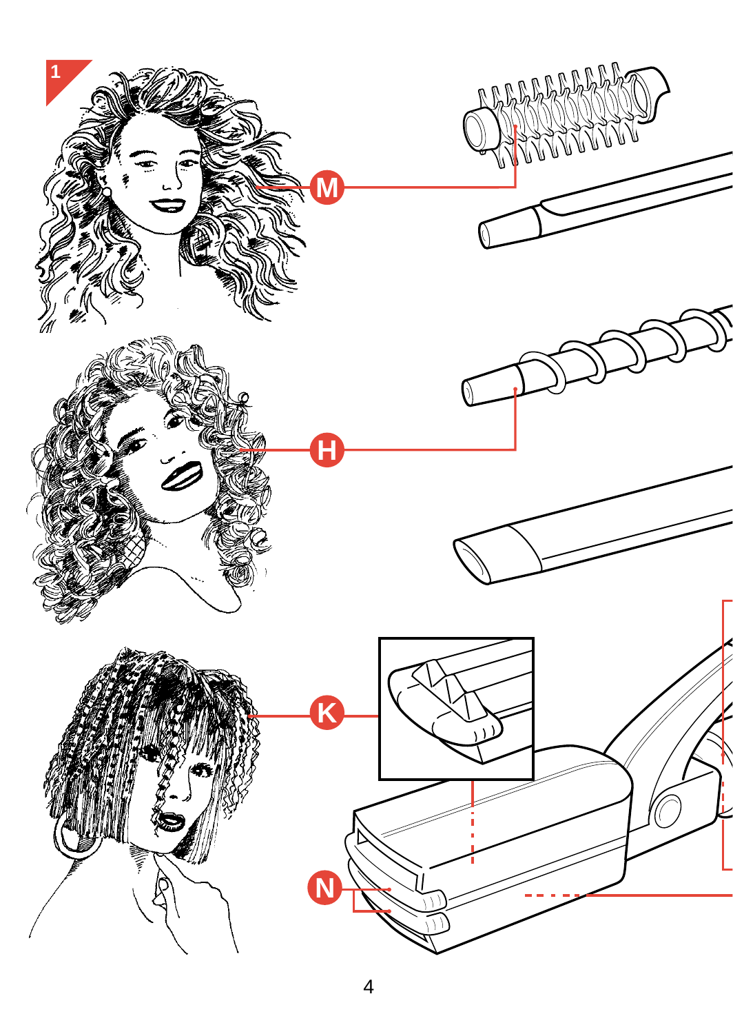1

M

H

K

N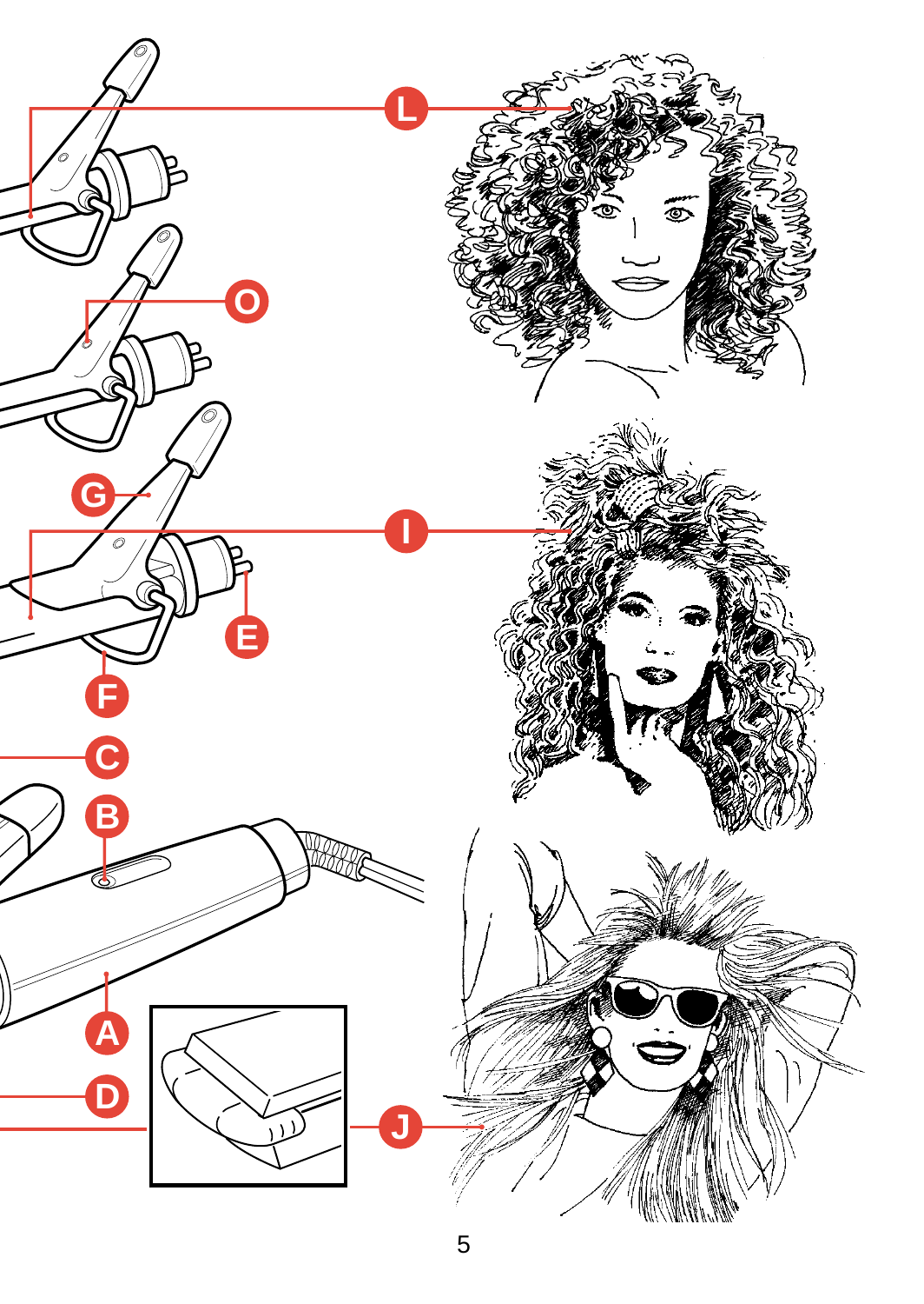L

O

G

I

E

F

C

B

A

D

J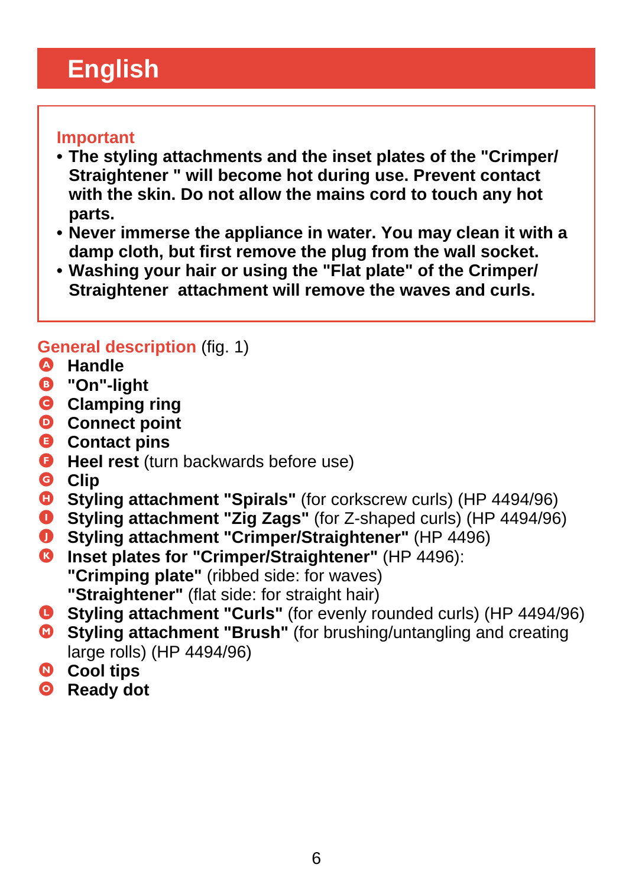# English

### Important

- **The styling attachments and the inset plates of the "Crimper/ Straightener " will become hot during use. Prevent contact with the skin. Do not allow the mains cord to touch any hot parts.**
- **Never immerse the appliance in water. You may clean it with a damp cloth, but first remove the plug from the wall socket.**
- **Washing your hair or using the "Flat plate" of the Crimper/ Straightener attachment will remove the waves and curls.**

## General description (fig. 1)

- A **Handle**
- B **"On"-light**
- C **Clamping ring**
- D **Connect point**
- E **Contact pins**
- F **Heel rest** (turn backwards before use)
- G **Clip**
- H **Styling attachment "Spirals"** (for corkscrew curls) (HP 4494/96)
- I **Styling attachment "Zig Zags"** (for Z-shaped curls) (HP 4494/96)
- J **Styling attachment "Crimper/Straightener"** (HP 4496)
- K **Inset plates for "Crimper/Straightener"** (HP 4496):
  **"Crimping plate"** (ribbed side: for waves)
  **"Straightener"** (flat side: for straight hair)
- L **Styling attachment "Curls"** (for evenly rounded curls) (HP 4494/96)
- M **Styling attachment "Brush"** (for brushing/untangling and creating large rolls) (HP 4494/96)
- N **Cool tips**
- O **Ready dot**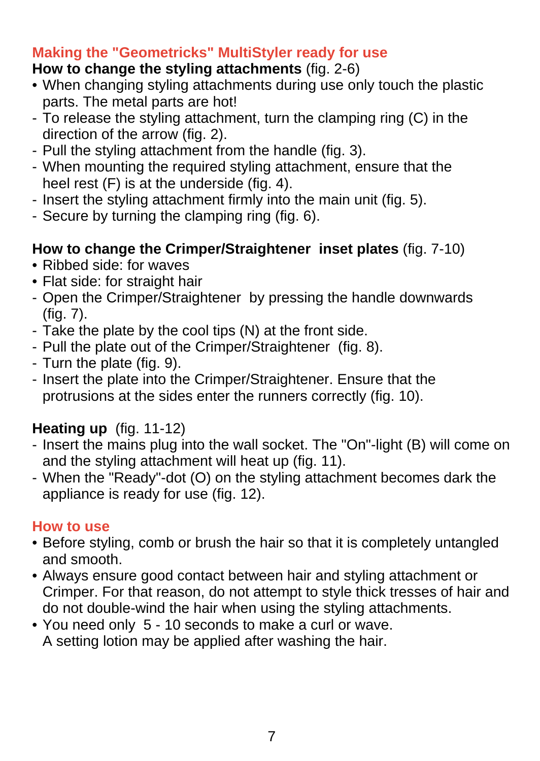## Making the "Geometricks" MultiStyler ready for use

**How to change the styling attachments** (fig. 2-6)

- When changing styling attachments during use only touch the plastic parts. The metal parts are hot!
- To release the styling attachment, turn the clamping ring (C) in the direction of the arrow (fig. 2).
- Pull the styling attachment from the handle (fig. 3).
- When mounting the required styling attachment, ensure that the heel rest (F) is at the underside (fig. 4).
- Insert the styling attachment firmly into the main unit (fig. 5).
- Secure by turning the clamping ring (fig. 6).

**How to change the Crimper/Straightener inset plates** (fig. 7-10)

- Ribbed side: for waves
- Flat side: for straight hair
- Open the Crimper/Straightener by pressing the handle downwards (fig. 7).
- Take the plate by the cool tips (N) at the front side.
- Pull the plate out of the Crimper/Straightener (fig. 8).
- Turn the plate (fig. 9).
- Insert the plate into the Crimper/Straightener. Ensure that the protrusions at the sides enter the runners correctly (fig. 10).

**Heating up** (fig. 11-12)

- Insert the mains plug into the wall socket. The "On"-light (B) will come on and the styling attachment will heat up (fig. 11).
- When the "Ready"-dot (O) on the styling attachment becomes dark the appliance is ready for use (fig. 12).

## How to use

- Before styling, comb or brush the hair so that it is completely untangled and smooth.
- Always ensure good contact between hair and styling attachment or Crimper. For that reason, do not attempt to style thick tresses of hair and do not double-wind the hair when using the styling attachments.
- You need only 5 - 10 seconds to make a curl or wave.
  A setting lotion may be applied after washing the hair.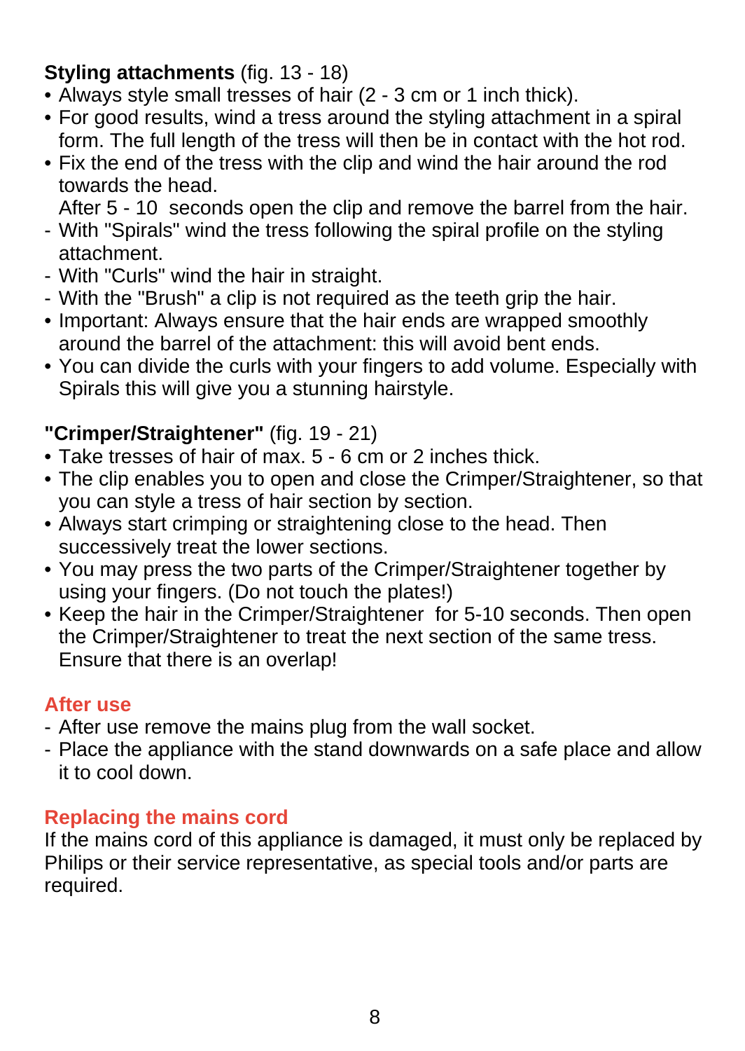**Styling attachments** (fig. 13 - 18)

- Always style small tresses of hair (2 - 3 cm or 1 inch thick).
- For good results, wind a tress around the styling attachment in a spiral form. The full length of the tress will then be in contact with the hot rod.
- Fix the end of the tress with the clip and wind the hair around the rod towards the head.
  After 5 - 10 seconds open the clip and remove the barrel from the hair.
- With "Spirals" wind the tress following the spiral profile on the styling attachment.
- With "Curls" wind the hair in straight.
- With the "Brush" a clip is not required as the teeth grip the hair.
- Important: Always ensure that the hair ends are wrapped smoothly around the barrel of the attachment: this will avoid bent ends.
- You can divide the curls with your fingers to add volume. Especially with Spirals this will give you a stunning hairstyle.

**"Crimper/Straightener"** (fig. 19 - 21)

- Take tresses of hair of max. 5 - 6 cm or 2 inches thick.
- The clip enables you to open and close the Crimper/Straightener, so that you can style a tress of hair section by section.
- Always start crimping or straightening close to the head. Then successively treat the lower sections.
- You may press the two parts of the Crimper/Straightener together by using your fingers. (Do not touch the plates!)
- Keep the hair in the Crimper/Straightener for 5-10 seconds. Then open the Crimper/Straightener to treat the next section of the same tress. Ensure that there is an overlap!

## After use

- After use remove the mains plug from the wall socket.
- Place the appliance with the stand downwards on a safe place and allow it to cool down.

## Replacing the mains cord

If the mains cord of this appliance is damaged, it must only be replaced by Philips or their service representative, as special tools and/or parts are required.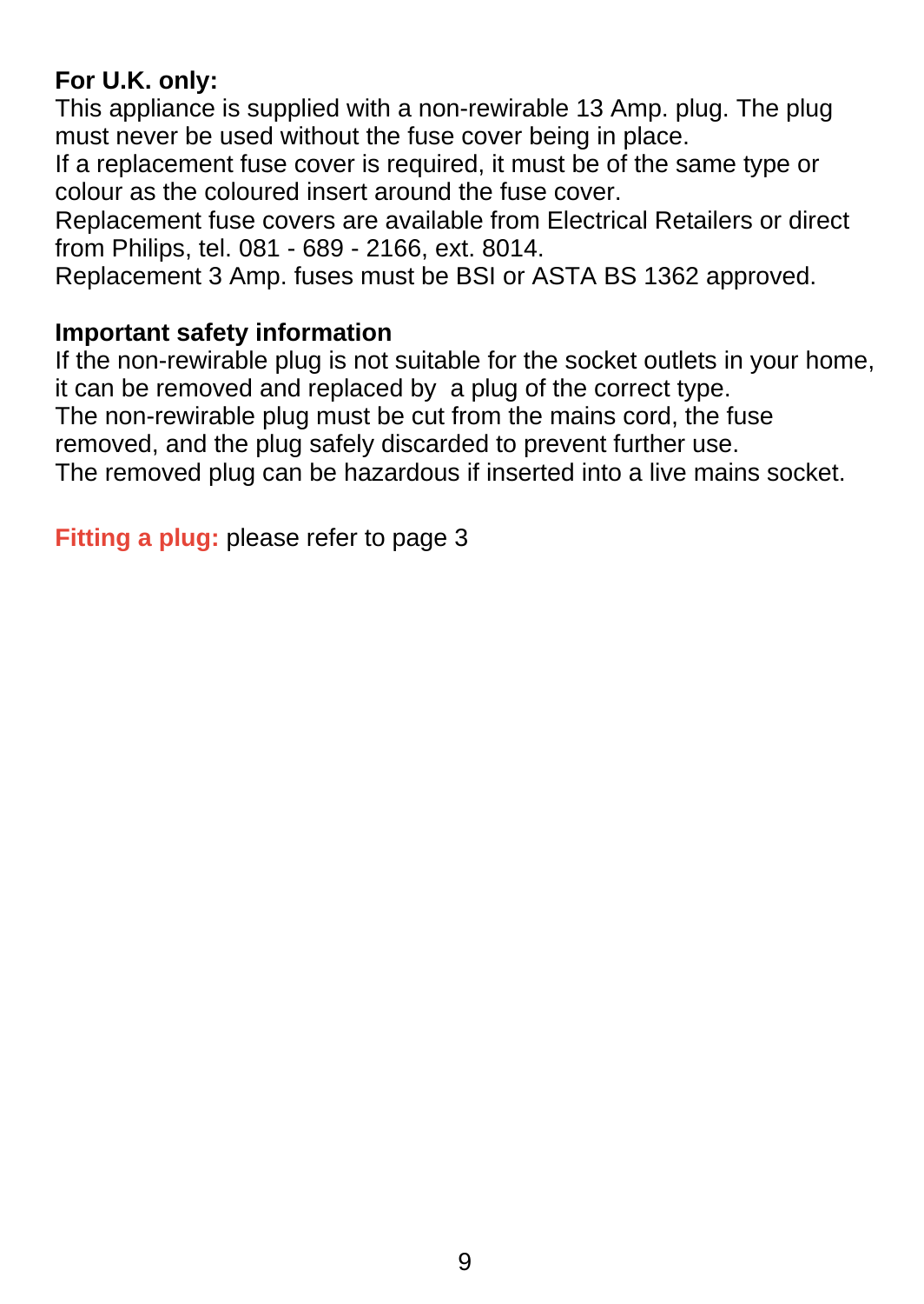**For U.K. only:**

This appliance is supplied with a non-rewirable 13 Amp. plug. The plug must never be used without the fuse cover being in place.
If a replacement fuse cover is required, it must be of the same type or colour as the coloured insert around the fuse cover.
Replacement fuse covers are available from Electrical Retailers or direct from Philips, tel. 081 - 689 - 2166, ext. 8014.
Replacement 3 Amp. fuses must be BSI or ASTA BS 1362 approved.

**Important safety information**

If the non-rewirable plug is not suitable for the socket outlets in your home, it can be removed and replaced by a plug of the correct type.
The non-rewirable plug must be cut from the mains cord, the fuse removed, and the plug safely discarded to prevent further use.
The removed plug can be hazardous if inserted into a live mains socket.

**Fitting a plug:** please refer to page 3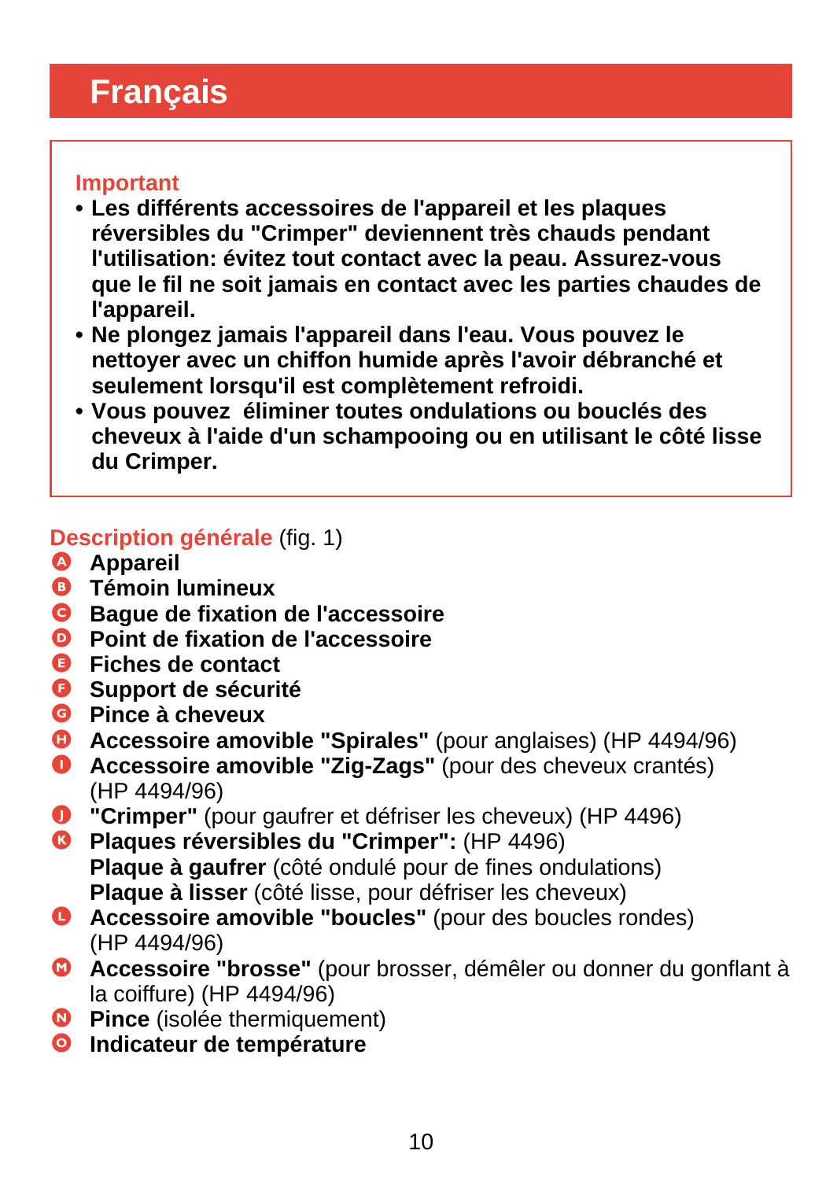# Français

## Important

- **Les différents accessoires de l'appareil et les plaques réversibles du "Crimper" deviennent très chauds pendant l'utilisation: évitez tout contact avec la peau. Assurez-vous que le fil ne soit jamais en contact avec les parties chaudes de l'appareil.**
- **Ne plongez jamais l'appareil dans l'eau. Vous pouvez le nettoyer avec un chiffon humide après l'avoir débranché et seulement lorsqu'il est complètement refroidi.**
- **Vous pouvez éliminer toutes ondulations ou bouclés des cheveux à l'aide d'un schampooing ou en utilisant le côté lisse du Crimper.**

## Description générale (fig. 1)

- A **Appareil**
- B **Témoin lumineux**
- C **Bague de fixation de l'accessoire**
- D **Point de fixation de l'accessoire**
- E **Fiches de contact**
- F **Support de sécurité**
- G **Pince à cheveux**
- H **Accessoire amovible "Spirales"** (pour anglaises) (HP 4494/96)
- I **Accessoire amovible "Zig-Zags"** (pour des cheveux crantés) (HP 4494/96)
- J **"Crimper"** (pour gaufrer et défriser les cheveux) (HP 4496)
- K **Plaques réversibles du "Crimper":** (HP 4496)
  **Plaque à gaufrer** (côté ondulé pour de fines ondulations)
  **Plaque à lisser** (côté lisse, pour défriser les cheveux)
- L **Accessoire amovible "boucles"** (pour des boucles rondes) (HP 4494/96)
- M **Accessoire "brosse"** (pour brosser, démêler ou donner du gonflant à la coiffure) (HP 4494/96)
- N **Pince** (isolée thermiquement)
- O **Indicateur de température**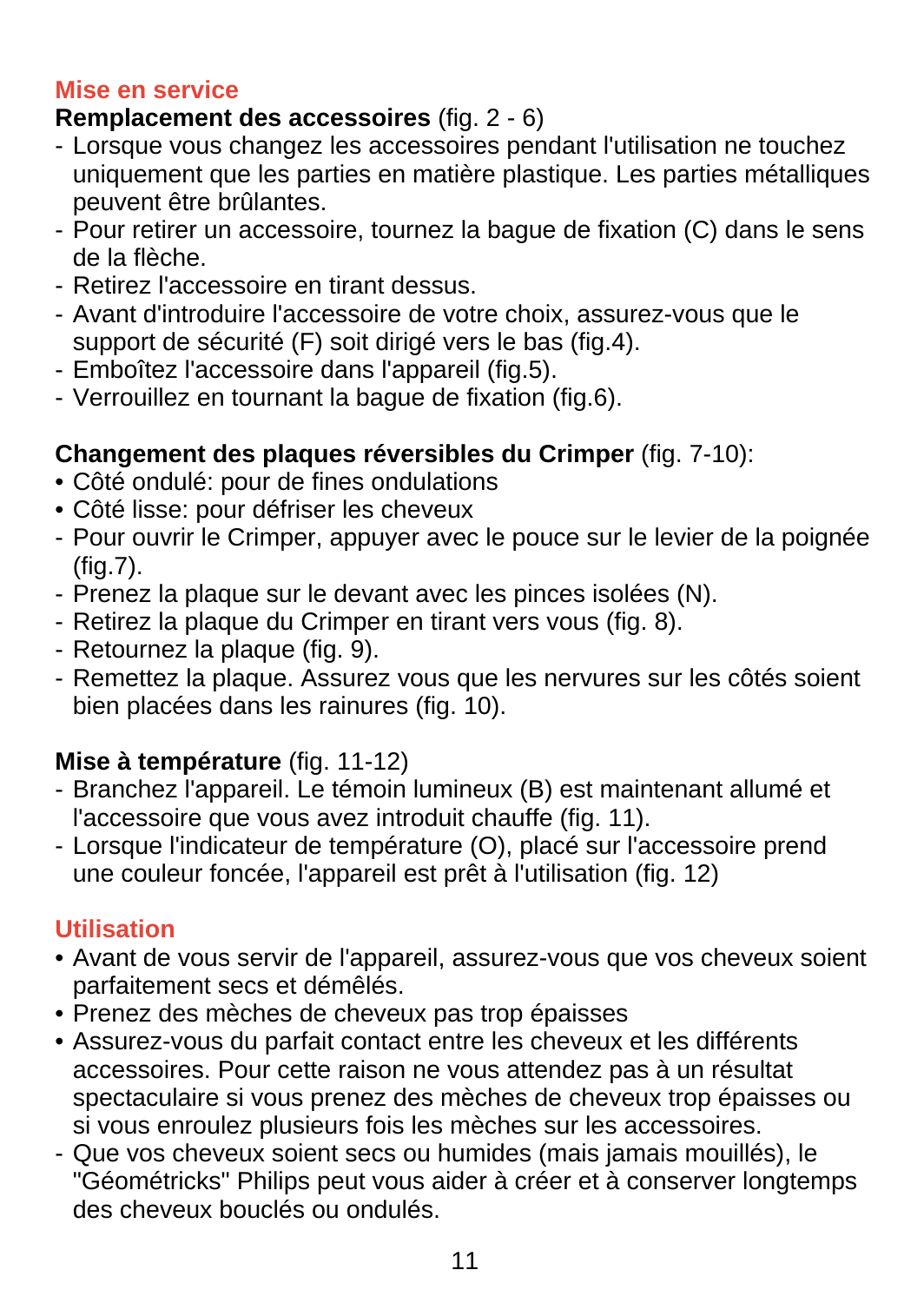## Mise en service

**Remplacement des accessoires** (fig. 2 - 6)

- Lorsque vous changez les accessoires pendant l'utilisation ne touchez uniquement que les parties en matière plastique. Les parties métalliques peuvent être brûlantes.
- Pour retirer un accessoire, tournez la bague de fixation (C) dans le sens de la flèche.
- Retirez l'accessoire en tirant dessus.
- Avant d'introduire l'accessoire de votre choix, assurez-vous que le support de sécurité (F) soit dirigé vers le bas (fig.4).
- Emboîtez l'accessoire dans l'appareil (fig.5).
- Verrouillez en tournant la bague de fixation (fig.6).

**Changement des plaques réversibles du Crimper** (fig. 7-10):

- Côté ondulé: pour de fines ondulations
- Côté lisse: pour défriser les cheveux

- Pour ouvrir le Crimper, appuyer avec le pouce sur le levier de la poignée (fig.7).
- Prenez la plaque sur le devant avec les pinces isolées (N).
- Retirez la plaque du Crimper en tirant vers vous (fig. 8).
- Retournez la plaque (fig. 9).
- Remettez la plaque. Assurez vous que les nervures sur les côtés soient bien placées dans les rainures (fig. 10).

**Mise à température** (fig. 11-12)

- Branchez l'appareil. Le témoin lumineux (B) est maintenant allumé et l'accessoire que vous avez introduit chauffe (fig. 11).
- Lorsque l'indicateur de température (O), placé sur l'accessoire prend une couleur foncée, l'appareil est prêt à l'utilisation (fig. 12)

## Utilisation

- Avant de vous servir de l'appareil, assurez-vous que vos cheveux soient parfaitement secs et démêlés.
- Prenez des mèches de cheveux pas trop épaisses
- Assurez-vous du parfait contact entre les cheveux et les différents accessoires. Pour cette raison ne vous attendez pas à un résultat spectaculaire si vous prenez des mèches de cheveux trop épaisses ou si vous enroulez plusieurs fois les mèches sur les accessoires.

- Que vos cheveux soient secs ou humides (mais jamais mouillés), le "Géométricks" Philips peut vous aider à créer et à conserver longtemps des cheveux bouclés ou ondulés.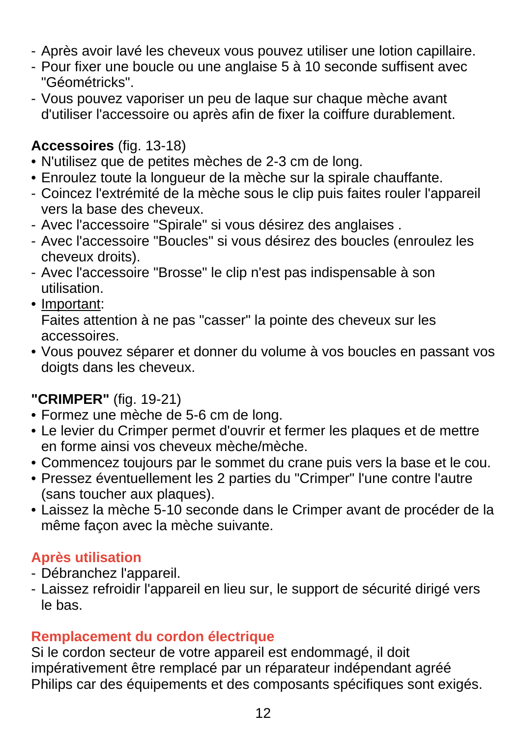- Après avoir lavé les cheveux vous pouvez utiliser une lotion capillaire.
- Pour fixer une boucle ou une anglaise 5 à 10 seconde suffisent avec "Géométricks".
- Vous pouvez vaporiser un peu de laque sur chaque mèche avant d'utiliser l'accessoire ou après afin de fixer la coiffure durablement.

**Accessoires** (fig. 13-18)

- N'utilisez que de petites mèches de 2-3 cm de long.
- Enroulez toute la longueur de la mèche sur la spirale chauffante.
- Coincez l'extrémité de la mèche sous le clip puis faites rouler l'appareil vers la base des cheveux.
- Avec l'accessoire "Spirale" si vous désirez des anglaises .
- Avec l'accessoire "Boucles" si vous désirez des boucles (enroulez les cheveux droits).
- Avec l'accessoire "Brosse" le clip n'est pas indispensable à son utilisation.
- Important:
  Faites attention à ne pas "casser" la pointe des cheveux sur les accessoires.
- Vous pouvez séparer et donner du volume à vos boucles en passant vos doigts dans les cheveux.

**"CRIMPER"** (fig. 19-21)

- Formez une mèche de 5-6 cm de long.
- Le levier du Crimper permet d'ouvrir et fermer les plaques et de mettre en forme ainsi vos cheveux mèche/mèche.
- Commencez toujours par le sommet du crane puis vers la base et le cou.
- Pressez éventuellement les 2 parties du "Crimper" l'une contre l'autre (sans toucher aux plaques).
- Laissez la mèche 5-10 seconde dans le Crimper avant de procéder de la même façon avec la mèche suivante.

## Après utilisation

- Débranchez l'appareil.
- Laissez refroidir l'appareil en lieu sur, le support de sécurité dirigé vers le bas.

## Remplacement du cordon électrique

Si le cordon secteur de votre appareil est endommagé, il doit impérativement être remplacé par un réparateur indépendant agréé Philips car des équipements et des composants spécifiques sont exigés.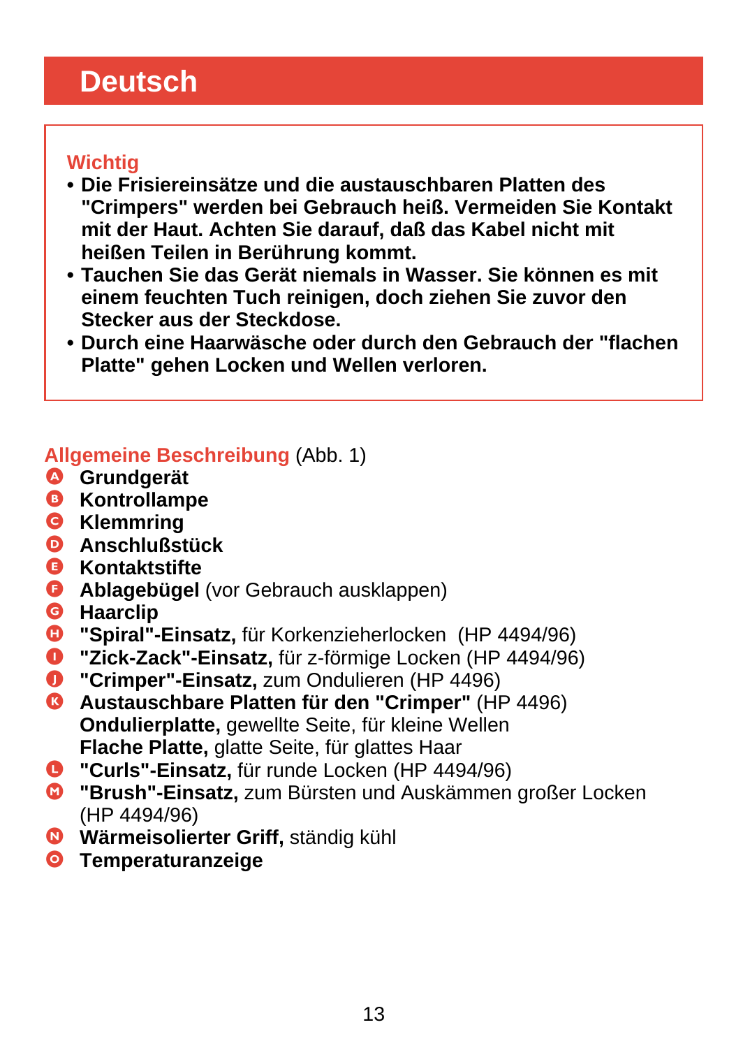# Deutsch

**Wichtig**

- **Die Frisiereinsätze und die austauschbaren Platten des "Crimpers" werden bei Gebrauch heiß. Vermeiden Sie Kontakt mit der Haut. Achten Sie darauf, daß das Kabel nicht mit heißen Teilen in Berührung kommt.**
- **Tauchen Sie das Gerät niemals in Wasser. Sie können es mit einem feuchten Tuch reinigen, doch ziehen Sie zuvor den Stecker aus der Steckdose.**
- **Durch eine Haarwäsche oder durch den Gebrauch der "flachen Platte" gehen Locken und Wellen verloren.**

## Allgemeine Beschreibung (Abb. 1)

- A **Grundgerät**
- B **Kontrollampe**
- C **Klemmring**
- D **Anschlußstück**
- E **Kontaktstifte**
- F **Ablagebügel** (vor Gebrauch ausklappen)
- G **Haarclip**
- H **"Spiral"-Einsatz,** für Korkenzieherlocken (HP 4494/96)
- I **"Zick-Zack"-Einsatz,** für z-förmige Locken (HP 4494/96)
- J **"Crimper"-Einsatz,** zum Ondulieren (HP 4496)
- K **Austauschbare Platten für den "Crimper"** (HP 4496)
  **Ondulierplatte,** gewellte Seite, für kleine Wellen
  **Flache Platte,** glatte Seite, für glattes Haar
- L **"Curls"-Einsatz,** für runde Locken (HP 4494/96)
- M **"Brush"-Einsatz,** zum Bürsten und Auskämmen großer Locken (HP 4494/96)
- N **Wärmeisolierter Griff,** ständig kühl
- O **Temperaturanzeige**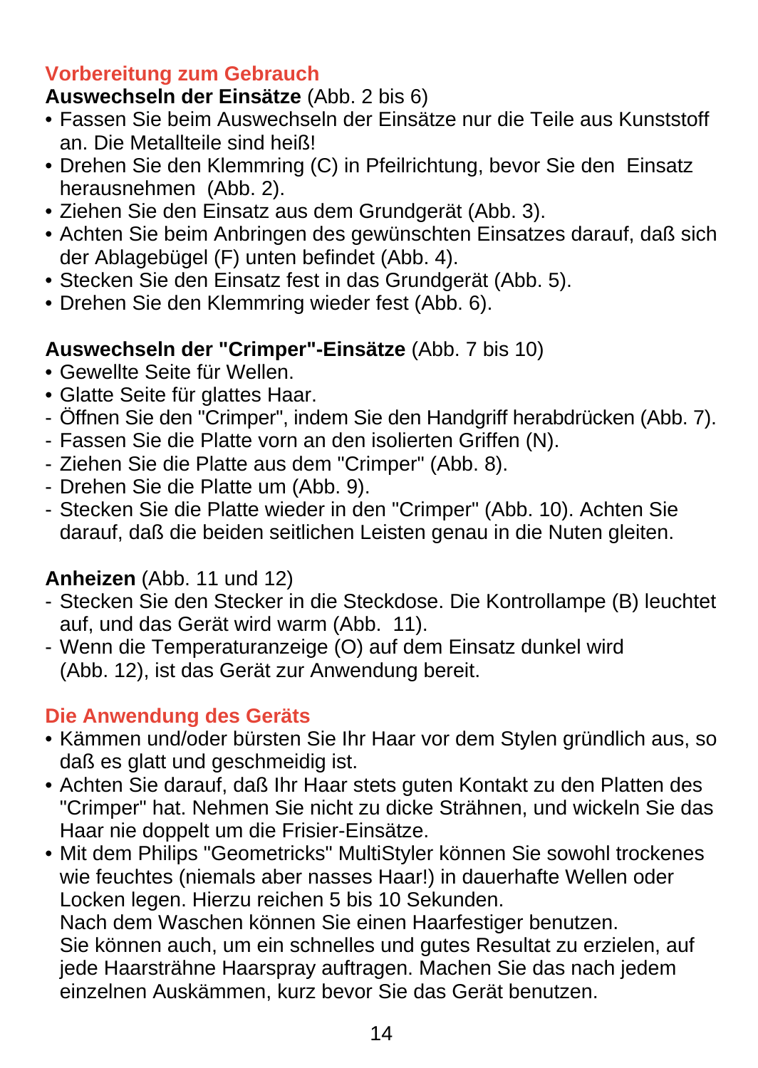## Vorbereitung zum Gebrauch

**Auswechseln der Einsätze** (Abb. 2 bis 6)

- Fassen Sie beim Auswechseln der Einsätze nur die Teile aus Kunststoff an. Die Metallteile sind heiß!
- Drehen Sie den Klemmring (C) in Pfeilrichtung, bevor Sie den Einsatz herausnehmen (Abb. 2).
- Ziehen Sie den Einsatz aus dem Grundgerät (Abb. 3).
- Achten Sie beim Anbringen des gewünschten Einsatzes darauf, daß sich der Ablagebügel (F) unten befindet (Abb. 4).
- Stecken Sie den Einsatz fest in das Grundgerät (Abb. 5).
- Drehen Sie den Klemmring wieder fest (Abb. 6).

**Auswechseln der "Crimper"-Einsätze** (Abb. 7 bis 10)

- Gewellte Seite für Wellen.
- Glatte Seite für glattes Haar.

- Öffnen Sie den "Crimper", indem Sie den Handgriff herabdrücken (Abb. 7).
- Fassen Sie die Platte vorn an den isolierten Griffen (N).
- Ziehen Sie die Platte aus dem "Crimper" (Abb. 8).
- Drehen Sie die Platte um (Abb. 9).
- Stecken Sie die Platte wieder in den "Crimper" (Abb. 10). Achten Sie darauf, daß die beiden seitlichen Leisten genau in die Nuten gleiten.

**Anheizen** (Abb. 11 und 12)

- Stecken Sie den Stecker in die Steckdose. Die Kontrollampe (B) leuchtet auf, und das Gerät wird warm (Abb. 11).
- Wenn die Temperaturanzeige (O) auf dem Einsatz dunkel wird (Abb. 12), ist das Gerät zur Anwendung bereit.

## Die Anwendung des Geräts

- Kämmen und/oder bürsten Sie Ihr Haar vor dem Stylen gründlich aus, so daß es glatt und geschmeidig ist.
- Achten Sie darauf, daß Ihr Haar stets guten Kontakt zu den Platten des "Crimper" hat. Nehmen Sie nicht zu dicke Strähnen, und wickeln Sie das Haar nie doppelt um die Frisier-Einsätze.
- Mit dem Philips "Geometricks" MultiStyler können Sie sowohl trockenes wie feuchtes (niemals aber nasses Haar!) in dauerhafte Wellen oder Locken legen. Hierzu reichen 5 bis 10 Sekunden.
  Nach dem Waschen können Sie einen Haarfestiger benutzen.
  Sie können auch, um ein schnelles und gutes Resultat zu erzielen, auf jede Haarsträhne Haarspray auftragen. Machen Sie das nach jedem einzelnen Auskämmen, kurz bevor Sie das Gerät benutzen.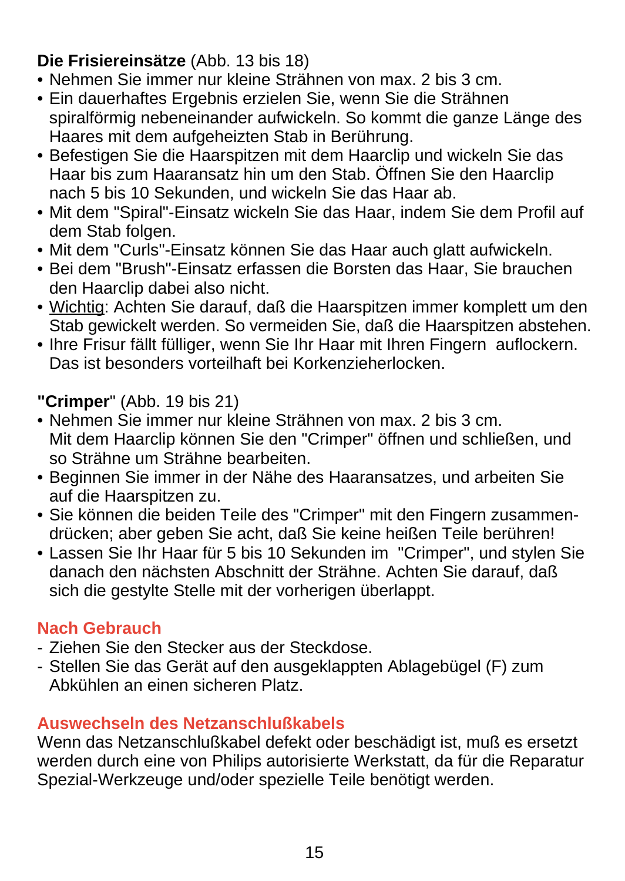**Die Frisiereinsätze** (Abb. 13 bis 18)

- Nehmen Sie immer nur kleine Strähnen von max. 2 bis 3 cm.
- Ein dauerhaftes Ergebnis erzielen Sie, wenn Sie die Strähnen spiralförmig nebeneinander aufwickeln. So kommt die ganze Länge des Haares mit dem aufgeheizten Stab in Berührung.
- Befestigen Sie die Haarspitzen mit dem Haarclip und wickeln Sie das Haar bis zum Haaransatz hin um den Stab. Öffnen Sie den Haarclip nach 5 bis 10 Sekunden, und wickeln Sie das Haar ab.
- Mit dem "Spiral"-Einsatz wickeln Sie das Haar, indem Sie dem Profil auf dem Stab folgen.
- Mit dem "Curls"-Einsatz können Sie das Haar auch glatt aufwickeln.
- Bei dem "Brush"-Einsatz erfassen die Borsten das Haar, Sie brauchen den Haarclip dabei also nicht.
- <u>Wichtig</u>: Achten Sie darauf, daß die Haarspitzen immer komplett um den Stab gewickelt werden. So vermeiden Sie, daß die Haarspitzen abstehen.
- Ihre Frisur fällt fülliger, wenn Sie Ihr Haar mit Ihren Fingern auflockern. Das ist besonders vorteilhaft bei Korkenzieherlocken.

**"Crimper"** (Abb. 19 bis 21)

- Nehmen Sie immer nur kleine Strähnen von max. 2 bis 3 cm. Mit dem Haarclip können Sie den "Crimper" öffnen und schließen, und so Strähne um Strähne bearbeiten.
- Beginnen Sie immer in der Nähe des Haaransatzes, und arbeiten Sie auf die Haarspitzen zu.
- Sie können die beiden Teile des "Crimper" mit den Fingern zusammendrücken; aber geben Sie acht, daß Sie keine heißen Teile berühren!
- Lassen Sie Ihr Haar für 5 bis 10 Sekunden im "Crimper", und stylen Sie danach den nächsten Abschnitt der Strähne. Achten Sie darauf, daß sich die gestylte Stelle mit der vorherigen überlappt.

## Nach Gebrauch

- Ziehen Sie den Stecker aus der Steckdose.
- Stellen Sie das Gerät auf den ausgeklappten Ablagebügel (F) zum Abkühlen an einen sicheren Platz.

## Auswechseln des Netzanschlußkabels

Wenn das Netzanschlußkabel defekt oder beschädigt ist, muß es ersetzt werden durch eine von Philips autorisierte Werkstatt, da für die Reparatur Spezial-Werkzeuge und/oder spezielle Teile benötigt werden.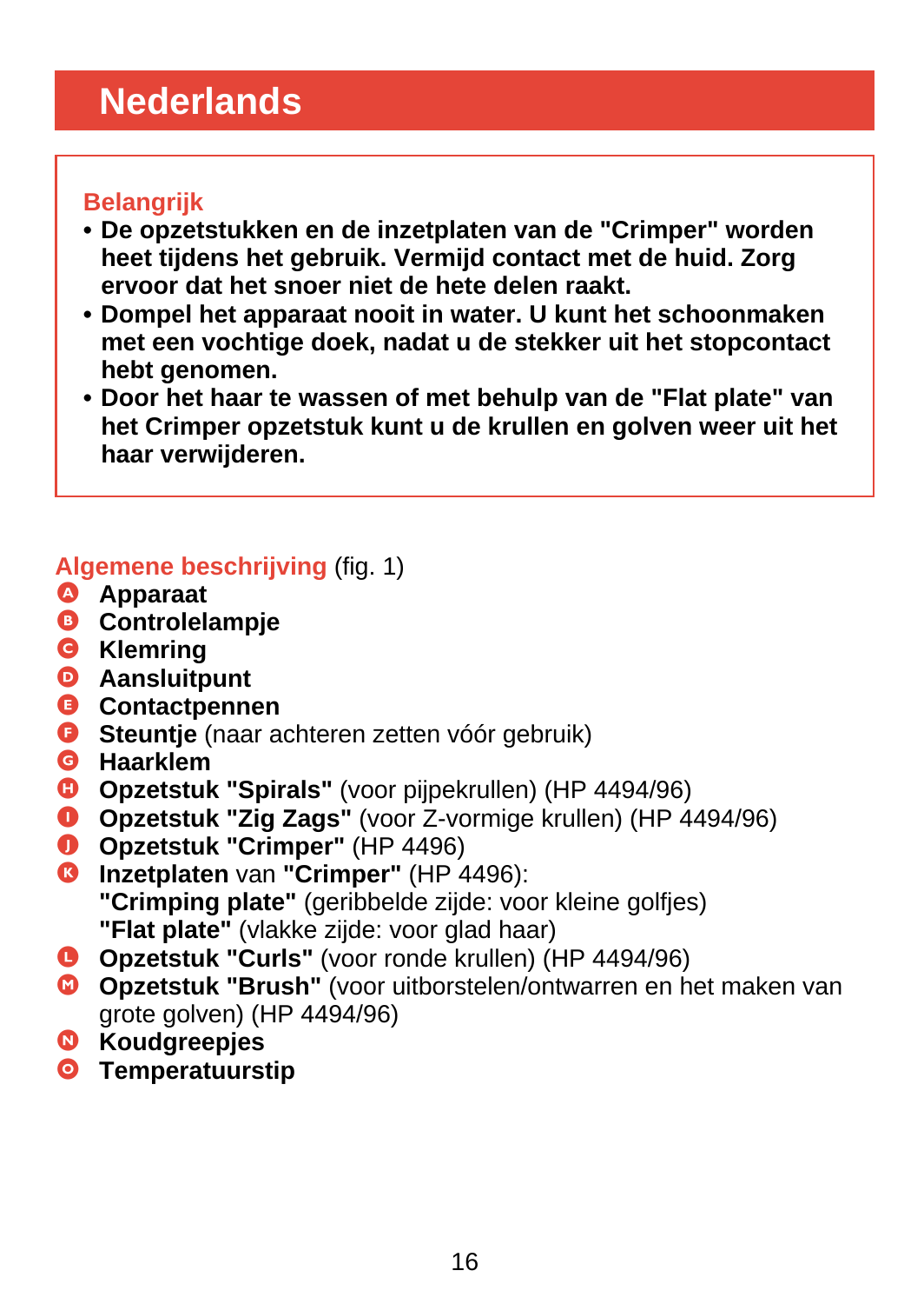# Nederlands

**Belangrijk**

- **De opzetstukken en de inzetplaten van de "Crimper" worden heet tijdens het gebruik. Vermijd contact met de huid. Zorg ervoor dat het snoer niet de hete delen raakt.**
- **Dompel het apparaat nooit in water. U kunt het schoonmaken met een vochtige doek, nadat u de stekker uit het stopcontact hebt genomen.**
- **Door het haar te wassen of met behulp van de "Flat plate" van het Crimper opzetstuk kunt u de krullen en golven weer uit het haar verwijderen.**

**Algemene beschrijving** (fig. 1)

- A **Apparaat**
- B **Controlelampje**
- C **Klemring**
- D **Aansluitpunt**
- E **Contactpennen**
- F **Steuntje** (naar achteren zetten vóór gebruik)
- G **Haarklem**
- H **Opzetstuk "Spirals"** (voor pijpekrullen) (HP 4494/96)
- I **Opzetstuk "Zig Zags"** (voor Z-vormige krullen) (HP 4494/96)
- J **Opzetstuk "Crimper"** (HP 4496)
- K **Inzetplaten** van **"Crimper"** (HP 4496):
  **"Crimping plate"** (geribbelde zijde: voor kleine golfjes)
  **"Flat plate"** (vlakke zijde: voor glad haar)
- L **Opzetstuk "Curls"** (voor ronde krullen) (HP 4494/96)
- M **Opzetstuk "Brush"** (voor uitborstelen/ontwarren en het maken van grote golven) (HP 4494/96)
- N **Koudgreepjes**
- O **Temperatuurstip**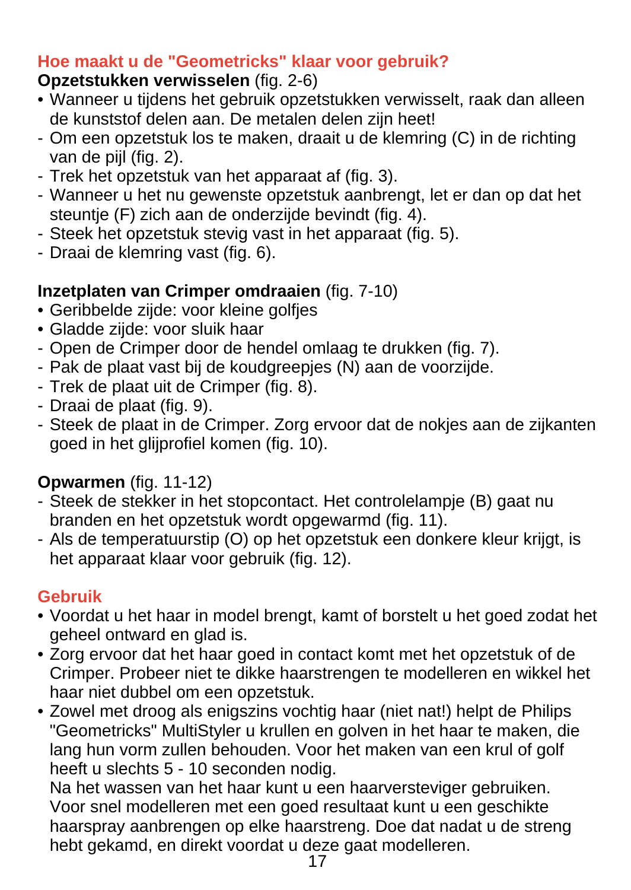## Hoe maakt u de "Geometricks" klaar voor gebruik?

**Opzetstukken verwisselen** (fig. 2-6)

- Wanneer u tijdens het gebruik opzetstukken verwisselt, raak dan alleen de kunststof delen aan. De metalen delen zijn heet!
- Om een opzetstuk los te maken, draait u de klemring (C) in de richting van de pijl (fig. 2).
- Trek het opzetstuk van het apparaat af (fig. 3).
- Wanneer u het nu gewenste opzetstuk aanbrengt, let er dan op dat het steuntje (F) zich aan de onderzijde bevindt (fig. 4).
- Steek het opzetstuk stevig vast in het apparaat (fig. 5).
- Draai de klemring vast (fig. 6).

**Inzetplaten van Crimper omdraaien** (fig. 7-10)

- Geribbelde zijde: voor kleine golfjes
- Gladde zijde: voor sluik haar
- Open de Crimper door de hendel omlaag te drukken (fig. 7).
- Pak de plaat vast bij de koudgreepjes (N) aan de voorzijde.
- Trek de plaat uit de Crimper (fig. 8).
- Draai de plaat (fig. 9).
- Steek de plaat in de Crimper. Zorg ervoor dat de nokjes aan de zijkanten goed in het glijprofiel komen (fig. 10).

**Opwarmen** (fig. 11-12)

- Steek de stekker in het stopcontact. Het controlelampje (B) gaat nu branden en het opzetstuk wordt opgewarmd (fig. 11).
- Als de temperatuurstip (O) op het opzetstuk een donkere kleur krijgt, is het apparaat klaar voor gebruik (fig. 12).

## Gebruik

- Voordat u het haar in model brengt, kamt of borstelt u het goed zodat het geheel ontward en glad is.
- Zorg ervoor dat het haar goed in contact komt met het opzetstuk of de Crimper. Probeer niet te dikke haarstrengen te modelleren en wikkel het haar niet dubbel om een opzetstuk.
- Zowel met droog als enigszins vochtig haar (niet nat!) helpt de Philips "Geometricks" MultiStyler u krullen en golven in het haar te maken, die lang hun vorm zullen behouden. Voor het maken van een krul of golf heeft u slechts 5 - 10 seconden nodig.
  Na het wassen van het haar kunt u een haarversteviger gebruiken. Voor snel modelleren met een goed resultaat kunt u een geschikte haarspray aanbrengen op elke haarstreng. Doe dat nadat u de streng hebt gekamd, en direkt voordat u deze gaat modelleren.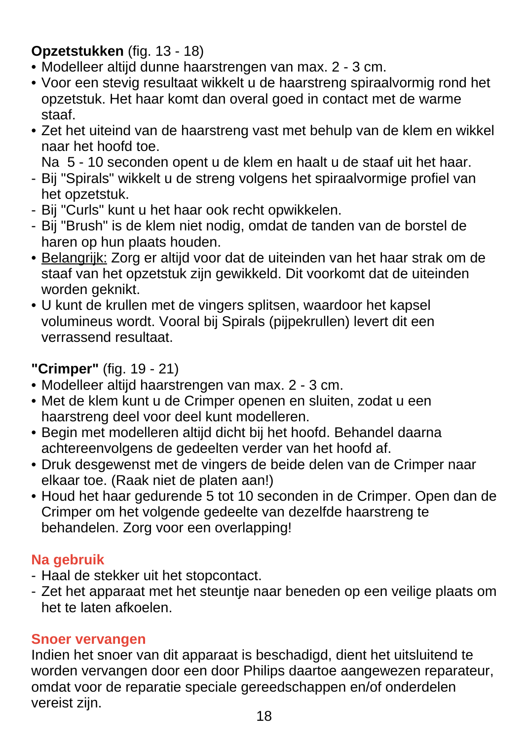**Opzetstukken** (fig. 13 - 18)

- Modelleer altijd dunne haarstrengen van max. 2 - 3 cm.
- Voor een stevig resultaat wikkelt u de haarstreng spiraalvormig rond het opzetstuk. Het haar komt dan overal goed in contact met de warme staaf.
- Zet het uiteind van de haarstreng vast met behulp van de klem en wikkel naar het hoofd toe.
  Na 5 - 10 seconden opent u de klem en haalt u de staaf uit het haar.
  - Bij "Spirals" wikkelt u de streng volgens het spiraalvormige profiel van het opzetstuk.
  - Bij "Curls" kunt u het haar ook recht opwikkelen.
  - Bij "Brush" is de klem niet nodig, omdat de tanden van de borstel de haren op hun plaats houden.
- <u>Belangrijk:</u> Zorg er altijd voor dat de uiteinden van het haar strak om de staaf van het opzetstuk zijn gewikkeld. Dit voorkomt dat de uiteinden worden geknikt.
- U kunt de krullen met de vingers splitsen, waardoor het kapsel volumineus wordt. Vooral bij Spirals (pijpekrullen) levert dit een verrassend resultaat.

**"Crimper"** (fig. 19 - 21)

- Modelleer altijd haarstrengen van max. 2 - 3 cm.
- Met de klem kunt u de Crimper openen en sluiten, zodat u een haarstreng deel voor deel kunt modelleren.
- Begin met modelleren altijd dicht bij het hoofd. Behandel daarna achtereenvolgens de gedeelten verder van het hoofd af.
- Druk desgewenst met de vingers de beide delen van de Crimper naar elkaar toe. (Raak niet de platen aan!)
- Houd het haar gedurende 5 tot 10 seconden in de Crimper. Open dan de Crimper om het volgende gedeelte van dezelfde haarstreng te behandelen. Zorg voor een overlapping!

## Na gebruik

- Haal de stekker uit het stopcontact.
- Zet het apparaat met het steuntje naar beneden op een veilige plaats om het te laten afkoelen.

## Snoer vervangen

Indien het snoer van dit apparaat is beschadigd, dient het uitsluitend te worden vervangen door een door Philips daartoe aangewezen reparateur, omdat voor de reparatie speciale gereedschappen en/of onderdelen vereist zijn.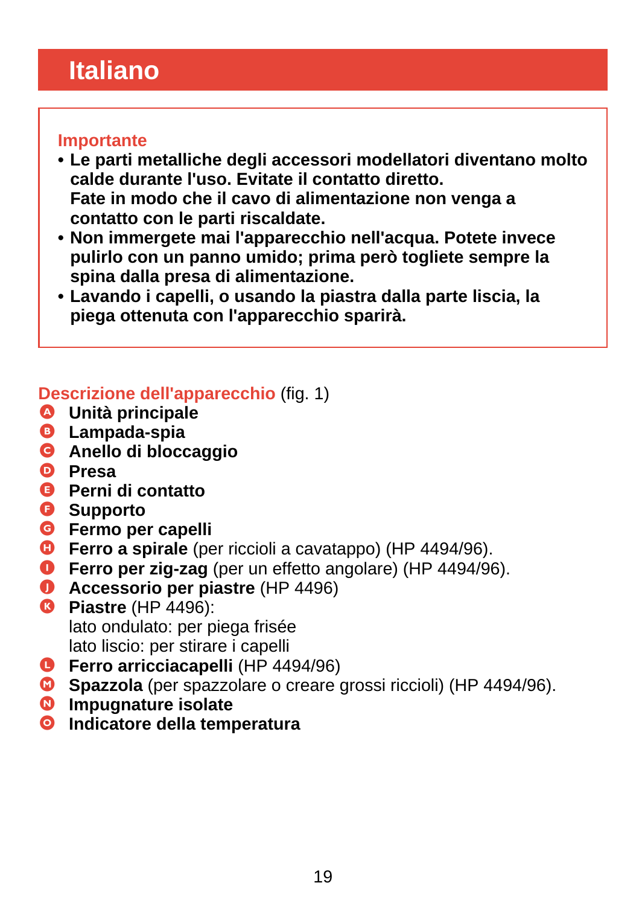# Italiano

## Importante

- **Le parti metalliche degli accessori modellatori diventano molto calde durante l'uso. Evitate il contatto diretto.**
  **Fate in modo che il cavo di alimentazione non venga a contatto con le parti riscaldate.**
- **Non immergete mai l'apparecchio nell'acqua. Potete invece pulirlo con un panno umido; prima però togliete sempre la spina dalla presa di alimentazione.**
- **Lavando i capelli, o usando la piastra dalla parte liscia, la piega ottenuta con l'apparecchio sparirà.**

## Descrizione dell'apparecchio (fig. 1)

- A **Unità principale**
- B **Lampada-spia**
- C **Anello di bloccaggio**
- D **Presa**
- E **Perni di contatto**
- F **Supporto**
- G **Fermo per capelli**
- H **Ferro a spirale** (per riccioli a cavatappo) (HP 4494/96).
- I **Ferro per zig-zag** (per un effetto angolare) (HP 4494/96).
- J **Accessorio per piastre** (HP 4496)
- K **Piastre** (HP 4496):
  lato ondulato: per piega frisée
  lato liscio: per stirare i capelli
- L **Ferro arricciacapelli** (HP 4494/96)
- M **Spazzola** (per spazzolare o creare grossi riccioli) (HP 4494/96).
- N **Impugnature isolate**
- O **Indicatore della temperatura**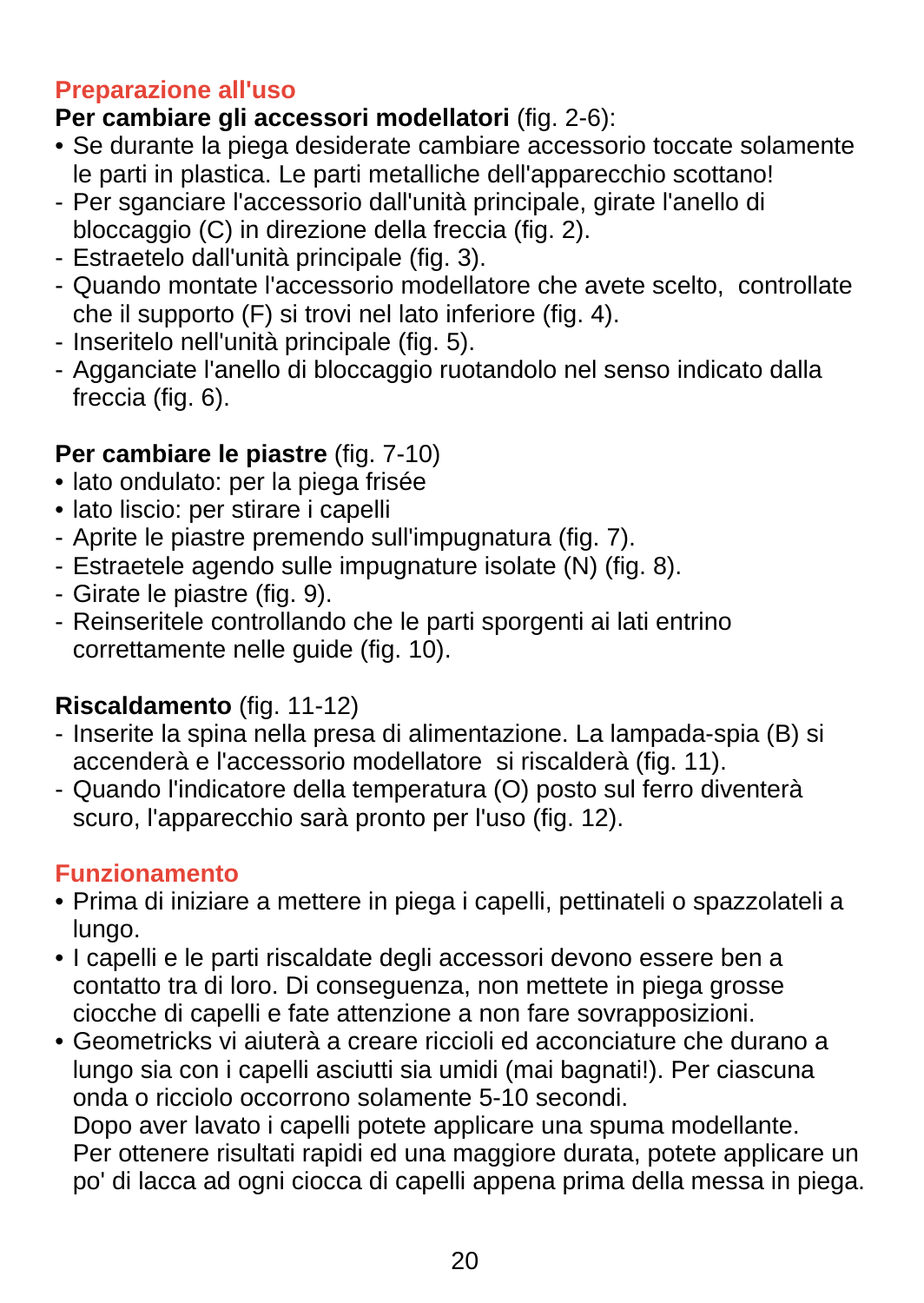## Preparazione all'uso

**Per cambiare gli accessori modellatori** (fig. 2-6):

- Se durante la piega desiderate cambiare accessorio toccate solamente le parti in plastica. Le parti metalliche dell'apparecchio scottano!
- Per sganciare l'accessorio dall'unità principale, girate l'anello di bloccaggio (C) in direzione della freccia (fig. 2).
- Estraetelo dall'unità principale (fig. 3).
- Quando montate l'accessorio modellatore che avete scelto, controllate che il supporto (F) si trovi nel lato inferiore (fig. 4).
- Inseritelo nell'unità principale (fig. 5).
- Agganciate l'anello di bloccaggio ruotandolo nel senso indicato dalla freccia (fig. 6).

**Per cambiare le piastre** (fig. 7-10)

- lato ondulato: per la piega frisée
- lato liscio: per stirare i capelli
- Aprite le piastre premendo sull'impugnatura (fig. 7).
- Estraetele agendo sulle impugnature isolate (N) (fig. 8).
- Girate le piastre (fig. 9).
- Reinseritele controllando che le parti sporgenti ai lati entrino correttamente nelle guide (fig. 10).

**Riscaldamento** (fig. 11-12)

- Inserite la spina nella presa di alimentazione. La lampada-spia (B) si accenderà e l'accessorio modellatore si riscalderà (fig. 11).
- Quando l'indicatore della temperatura (O) posto sul ferro diventerà scuro, l'apparecchio sarà pronto per l'uso (fig. 12).

## Funzionamento

- Prima di iniziare a mettere in piega i capelli, pettinateli o spazzolateli a lungo.
- I capelli e le parti riscaldate degli accessori devono essere ben a contatto tra di loro. Di conseguenza, non mettete in piega grosse ciocche di capelli e fate attenzione a non fare sovrapposizioni.
- Geometricks vi aiuterà a creare riccioli ed acconciature che durano a lungo sia con i capelli asciutti sia umidi (mai bagnati!). Per ciascuna onda o ricciolo occorrono solamente 5-10 secondi.
  Dopo aver lavato i capelli potete applicare una spuma modellante.
  Per ottenere risultati rapidi ed una maggiore durata, potete applicare un po' di lacca ad ogni ciocca di capelli appena prima della messa in piega.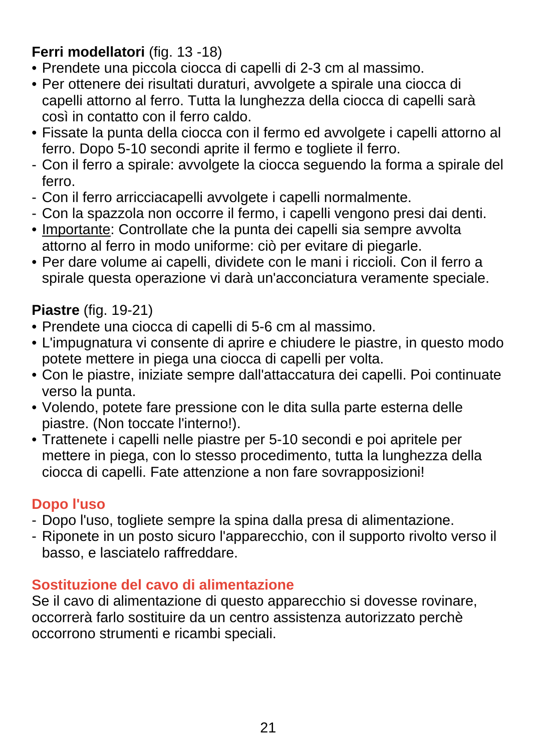**Ferri modellatori** (fig. 13 -18)

- Prendete una piccola ciocca di capelli di 2-3 cm al massimo.
- Per ottenere dei risultati duraturi, avvolgete a spirale una ciocca di capelli attorno al ferro. Tutta la lunghezza della ciocca di capelli sarà così in contatto con il ferro caldo.
- Fissate la punta della ciocca con il fermo ed avvolgete i capelli attorno al ferro. Dopo 5-10 secondi aprite il fermo e togliete il ferro.
  - Con il ferro a spirale: avvolgete la ciocca seguendo la forma a spirale del ferro.
  - Con il ferro arricciacapelli avvolgete i capelli normalmente.
  - Con la spazzola non occorre il fermo, i capelli vengono presi dai denti.
- Importante: Controllate che la punta dei capelli sia sempre avvolta attorno al ferro in modo uniforme: ciò per evitare di piegarle.
- Per dare volume ai capelli, dividete con le mani i riccioli. Con il ferro a spirale questa operazione vi darà un'acconciatura veramente speciale.

**Piastre** (fig. 19-21)

- Prendete una ciocca di capelli di 5-6 cm al massimo.
- L'impugnatura vi consente di aprire e chiudere le piastre, in questo modo potete mettere in piega una ciocca di capelli per volta.
- Con le piastre, iniziate sempre dall'attaccatura dei capelli. Poi continuate verso la punta.
- Volendo, potete fare pressione con le dita sulla parte esterna delle piastre. (Non toccate l'interno!).
- Trattenete i capelli nelle piastre per 5-10 secondi e poi apritele per mettere in piega, con lo stesso procedimento, tutta la lunghezza della ciocca di capelli. Fate attenzione a non fare sovrapposizioni!

## Dopo l'uso

- Dopo l'uso, togliete sempre la spina dalla presa di alimentazione.
- Riponete in un posto sicuro l'apparecchio, con il supporto rivolto verso il basso, e lasciatelo raffreddare.

## Sostituzione del cavo di alimentazione

Se il cavo di alimentazione di questo apparecchio si dovesse rovinare, occorrerà farlo sostituire da un centro assistenza autorizzato perchè occorrono strumenti e ricambi speciali.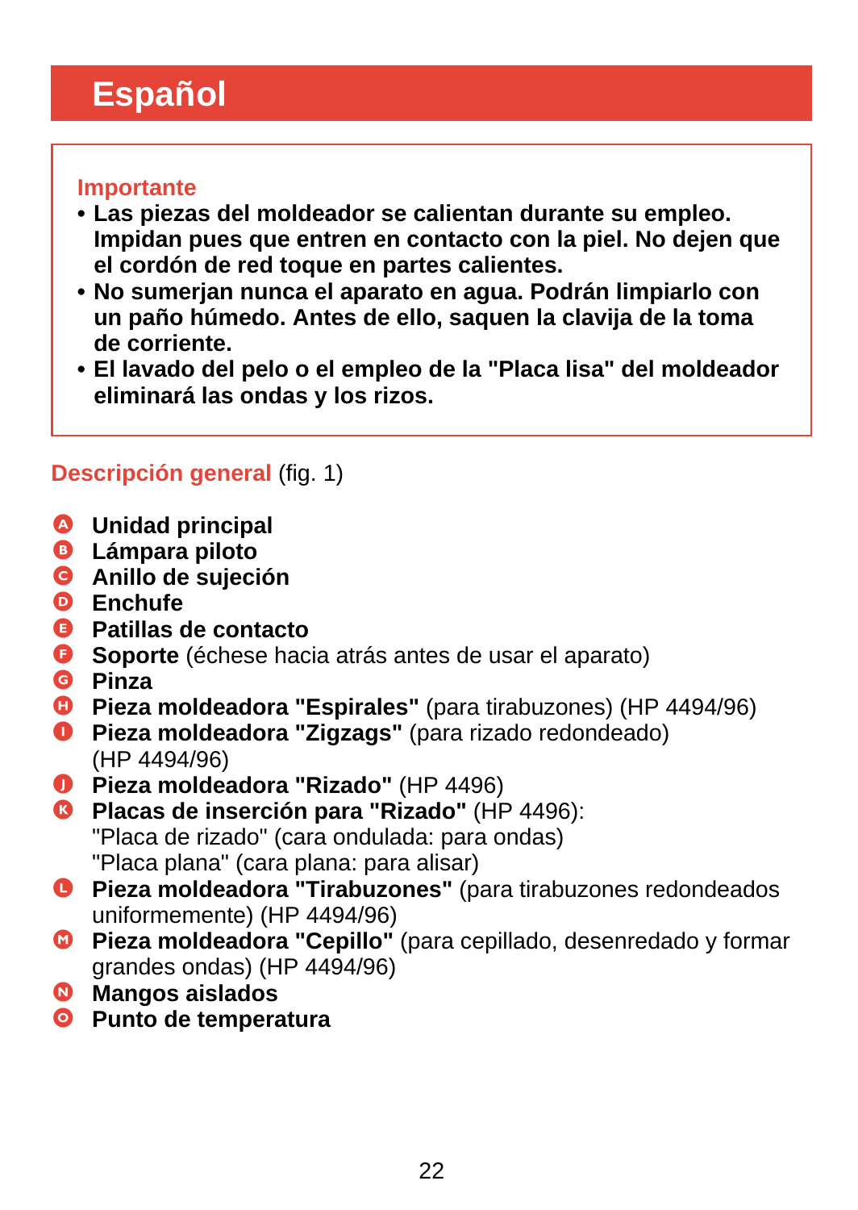# Español

**Importante**

- **Las piezas del moldeador se calientan durante su empleo. Impidan pues que entren en contacto con la piel. No dejen que el cordón de red toque en partes calientes.**
- **No sumerjan nunca el aparato en agua. Podrán limpiarlo con un paño húmedo. Antes de ello, saquen la clavija de la toma de corriente.**
- **El lavado del pelo o el empleo de la "Placa lisa" del moldeador eliminará las ondas y los rizos.**

## Descripción general (fig. 1)

- A **Unidad principal**
- B **Lámpara piloto**
- C **Anillo de sujeción**
- D **Enchufe**
- E **Patillas de contacto**
- F **Soporte** (échese hacia atrás antes de usar el aparato)
- G **Pinza**
- H **Pieza moldeadora "Espirales"** (para tirabuzones) (HP 4494/96)
- I **Pieza moldeadora "Zigzags"** (para rizado redondeado) (HP 4494/96)
- J **Pieza moldeadora "Rizado"** (HP 4496)
- K **Placas de inserción para "Rizado"** (HP 4496):
  "Placa de rizado" (cara ondulada: para ondas)
  "Placa plana" (cara plana: para alisar)
- L **Pieza moldeadora "Tirabuzones"** (para tirabuzones redondeados uniformemente) (HP 4494/96)
- M **Pieza moldeadora "Cepillo"** (para cepillado, desenredado y formar grandes ondas) (HP 4494/96)
- N **Mangos aislados**
- O **Punto de temperatura**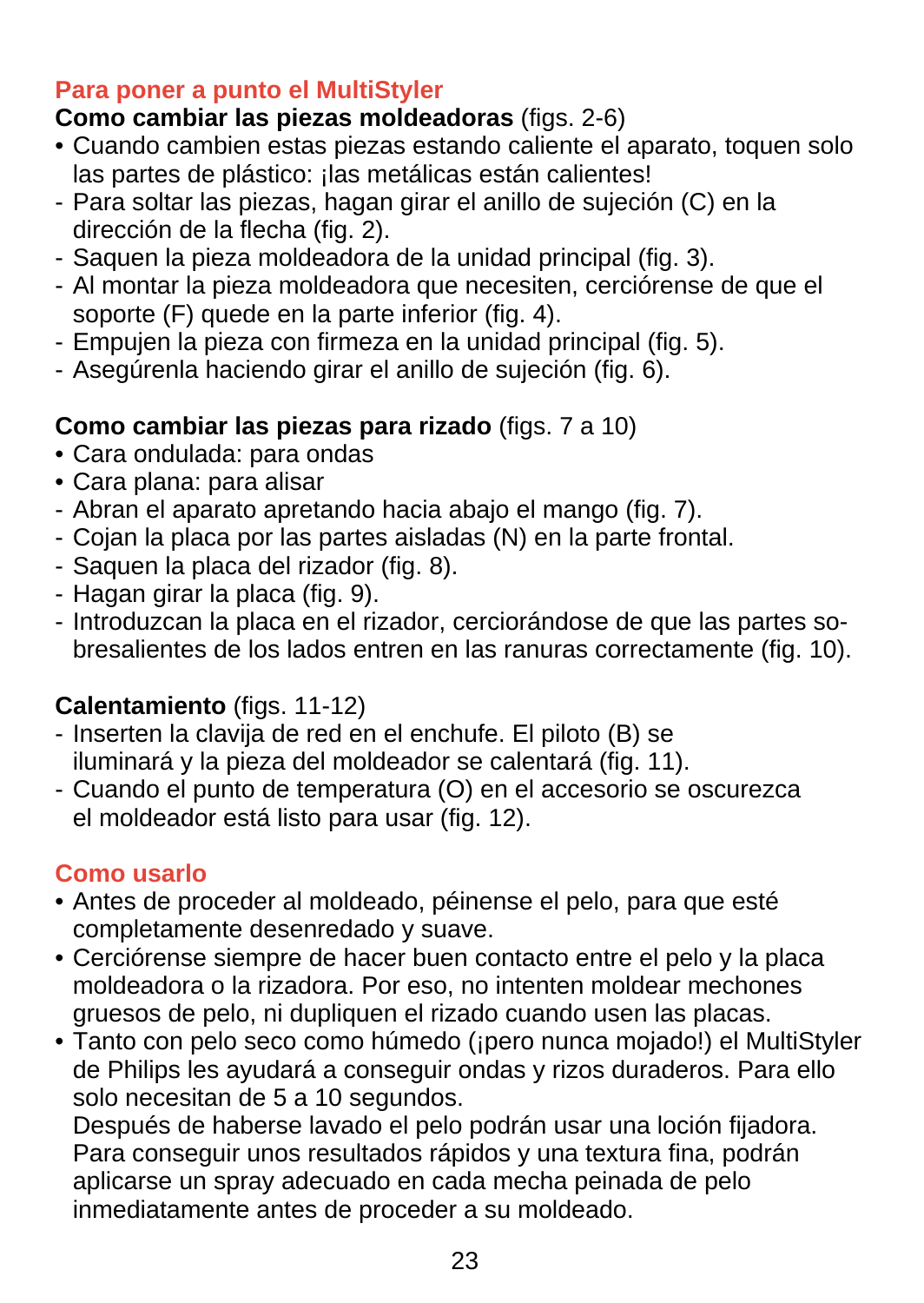## Para poner a punto el MultiStyler

**Como cambiar las piezas moldeadoras** (figs. 2-6)

- Cuando cambien estas piezas estando caliente el aparato, toquen solo las partes de plástico: ¡las metálicas están calientes!
- Para soltar las piezas, hagan girar el anillo de sujeción (C) en la dirección de la flecha (fig. 2).
- Saquen la pieza moldeadora de la unidad principal (fig. 3).
- Al montar la pieza moldeadora que necesiten, cerciórense de que el soporte (F) quede en la parte inferior (fig. 4).
- Empujen la pieza con firmeza en la unidad principal (fig. 5).
- Asegúrenla haciendo girar el anillo de sujeción (fig. 6).

**Como cambiar las piezas para rizado** (figs. 7 a 10)

- Cara ondulada: para ondas
- Cara plana: para alisar
- Abran el aparato apretando hacia abajo el mango (fig. 7).
- Cojan la placa por las partes aisladas (N) en la parte frontal.
- Saquen la placa del rizador (fig. 8).
- Hagan girar la placa (fig. 9).
- Introduzcan la placa en el rizador, cerciorándose de que las partes sobresalientes de los lados entren en las ranuras correctamente (fig. 10).

**Calentamiento** (figs. 11-12)

- Inserten la clavija de red en el enchufe. El piloto (B) se iluminará y la pieza del moldeador se calentará (fig. 11).
- Cuando el punto de temperatura (O) en el accesorio se oscurezca el moldeador está listo para usar (fig. 12).

## Como usarlo

- Antes de proceder al moldeado, péinense el pelo, para que esté completamente desenredado y suave.
- Cerciórense siempre de hacer buen contacto entre el pelo y la placa moldeadora o la rizadora. Por eso, no intenten moldear mechones gruesos de pelo, ni dupliquen el rizado cuando usen las placas.
- Tanto con pelo seco como húmedo (¡pero nunca mojado!) el MultiStyler de Philips les ayudará a conseguir ondas y rizos duraderos. Para ello solo necesitan de 5 a 10 segundos.
  Después de haberse lavado el pelo podrán usar una loción fijadora. Para conseguir unos resultados rápidos y una textura fina, podrán aplicarse un spray adecuado en cada mecha peinada de pelo inmediatamente antes de proceder a su moldeado.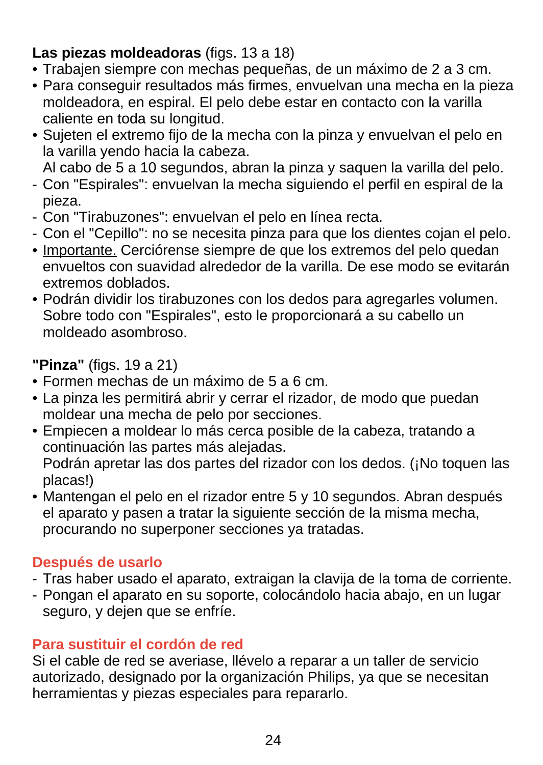**Las piezas moldeadoras** (figs. 13 a 18)

- Trabajen siempre con mechas pequeñas, de un máximo de 2 a 3 cm.
- Para conseguir resultados más firmes, envuelvan una mecha en la pieza moldeadora, en espiral. El pelo debe estar en contacto con la varilla caliente en toda su longitud.
- Sujeten el extremo fijo de la mecha con la pinza y envuelvan el pelo en la varilla yendo hacia la cabeza.
  Al cabo de 5 a 10 segundos, abran la pinza y saquen la varilla del pelo.

- Con "Espirales": envuelvan la mecha siguiendo el perfil en espiral de la pieza.
- Con "Tirabuzones": envuelvan el pelo en línea recta.
- Con el "Cepillo": no se necesita pinza para que los dientes cojan el pelo.

- Importante. Cerciórense siempre de que los extremos del pelo quedan envueltos con suavidad alrededor de la varilla. De ese modo se evitarán extremos doblados.
- Podrán dividir los tirabuzones con los dedos para agregarles volumen. Sobre todo con "Espirales", esto le proporcionará a su cabello un moldeado asombroso.

**"Pinza"** (figs. 19 a 21)

- Formen mechas de un máximo de 5 a 6 cm.
- La pinza les permitirá abrir y cerrar el rizador, de modo que puedan moldear una mecha de pelo por secciones.
- Empiecen a moldear lo más cerca posible de la cabeza, tratando a continuación las partes más alejadas.
  Podrán apretar las dos partes del rizador con los dedos. (¡No toquen las placas!)
- Mantengan el pelo en el rizador entre 5 y 10 segundos. Abran después el aparato y pasen a tratar la siguiente sección de la misma mecha, procurando no superponer secciones ya tratadas.

## Después de usarlo

- Tras haber usado el aparato, extraigan la clavija de la toma de corriente.
- Pongan el aparato en su soporte, colocándolo hacia abajo, en un lugar seguro, y dejen que se enfríe.

## Para sustituir el cordón de red

Si el cable de red se averiase, llévelo a reparar a un taller de servicio autorizado, designado por la organización Philips, ya que se necesitan herramientas y piezas especiales para repararlo.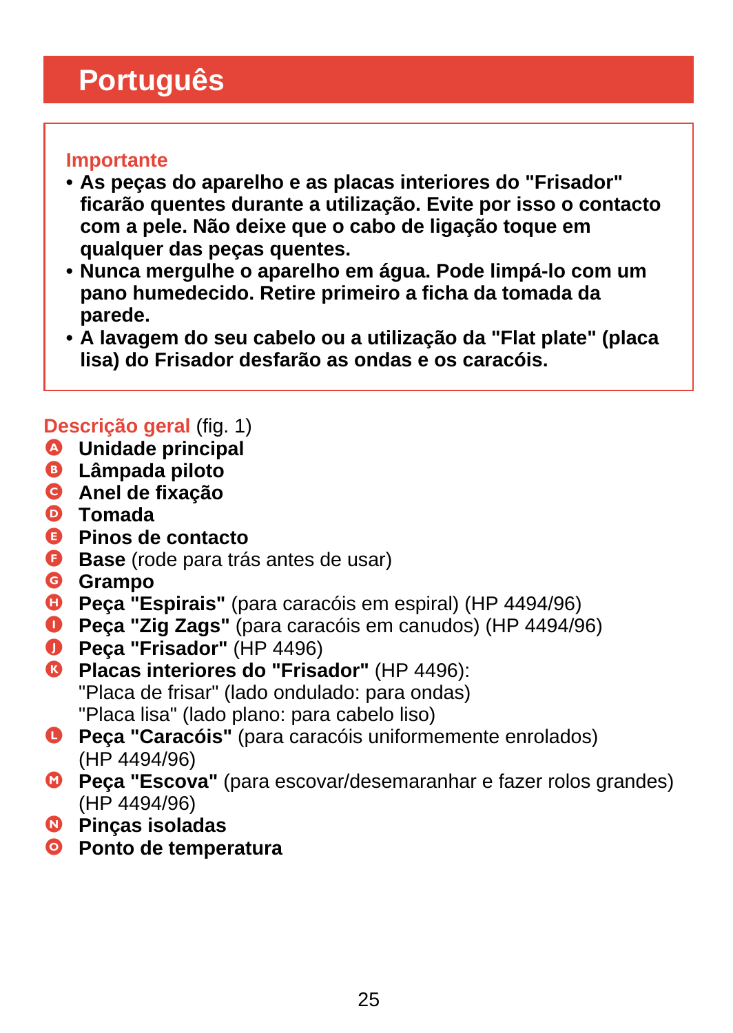# Português

### Importante

- **As peças do aparelho e as placas interiores do "Frisador" ficarão quentes durante a utilização. Evite por isso o contacto com a pele. Não deixe que o cabo de ligação toque em qualquer das peças quentes.**
- **Nunca mergulhe o aparelho em água. Pode limpá-lo com um pano humedecido. Retire primeiro a ficha da tomada da parede.**
- **A lavagem do seu cabelo ou a utilização da "Flat plate" (placa lisa) do Frisador desfarão as ondas e os caracóis.**

### Descrição geral (fig. 1)

- A **Unidade principal**
- B **Lâmpada piloto**
- C **Anel de fixação**
- D **Tomada**
- E **Pinos de contacto**
- F **Base** (rode para trás antes de usar)
- G **Grampo**
- H **Peça "Espirais"** (para caracóis em espiral) (HP 4494/96)
- I **Peça "Zig Zags"** (para caracóis em canudos) (HP 4494/96)
- J **Peça "Frisador"** (HP 4496)
- K **Placas interiores do "Frisador"** (HP 4496):
  "Placa de frisar" (lado ondulado: para ondas)
  "Placa lisa" (lado plano: para cabelo liso)
- L **Peça "Caracóis"** (para caracóis uniformemente enrolados) (HP 4494/96)
- M **Peça "Escova"** (para escovar/desemaranhar e fazer rolos grandes) (HP 4494/96)
- N **Pinças isoladas**
- O **Ponto de temperatura**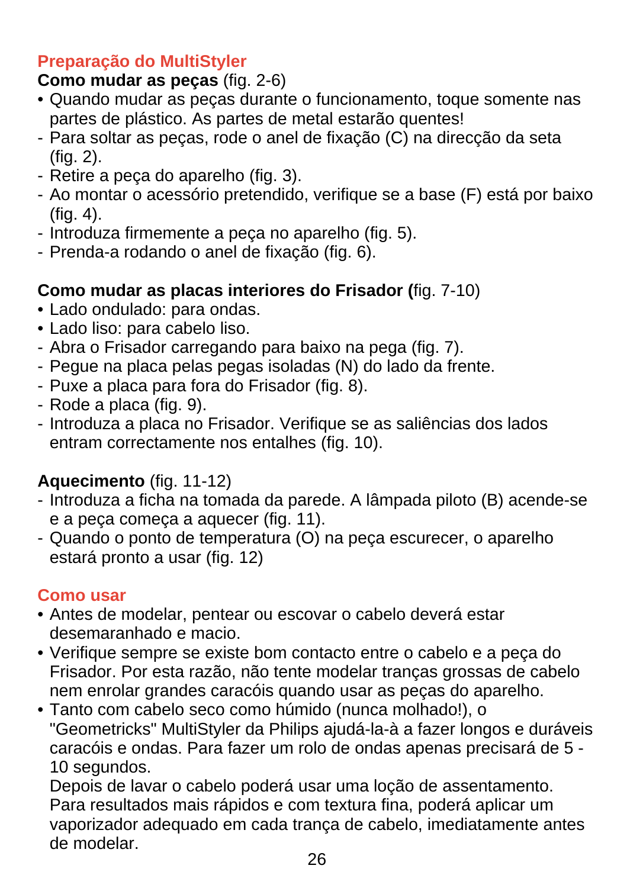## Preparação do MultiStyler

**Como mudar as peças** (fig. 2-6)

- Quando mudar as peças durante o funcionamento, toque somente nas partes de plástico. As partes de metal estarão quentes!
- Para soltar as peças, rode o anel de fixação (C) na direcção da seta (fig. 2).
- Retire a peça do aparelho (fig. 3).
- Ao montar o acessório pretendido, verifique se a base (F) está por baixo (fig. 4).
- Introduza firmemente a peça no aparelho (fig. 5).
- Prenda-a rodando o anel de fixação (fig. 6).

**Como mudar as placas interiores do Frisador (**fig. 7-10)

- Lado ondulado: para ondas.
- Lado liso: para cabelo liso.
- Abra o Frisador carregando para baixo na pega (fig. 7).
- Pegue na placa pelas pegas isoladas (N) do lado da frente.
- Puxe a placa para fora do Frisador (fig. 8).
- Rode a placa (fig. 9).
- Introduza a placa no Frisador. Verifique se as saliências dos lados entram correctamente nos entalhes (fig. 10).

**Aquecimento** (fig. 11-12)

- Introduza a ficha na tomada da parede. A lâmpada piloto (B) acende-se e a peça começa a aquecer (fig. 11).
- Quando o ponto de temperatura (O) na peça escurecer, o aparelho estará pronto a usar (fig. 12)

## Como usar

- Antes de modelar, pentear ou escovar o cabelo deverá estar desemaranhado e macio.
- Verifique sempre se existe bom contacto entre o cabelo e a peça do Frisador. Por esta razão, não tente modelar tranças grossas de cabelo nem enrolar grandes caracóis quando usar as peças do aparelho.
- Tanto com cabelo seco como húmido (nunca molhado!), o "Geometricks" MultiStyler da Philips ajudá-la-à a fazer longos e duráveis caracóis e ondas. Para fazer um rolo de ondas apenas precisará de 5 - 10 segundos.
  Depois de lavar o cabelo poderá usar uma loção de assentamento. Para resultados mais rápidos e com textura fina, poderá aplicar um vaporizador adequado em cada trança de cabelo, imediatamente antes de modelar.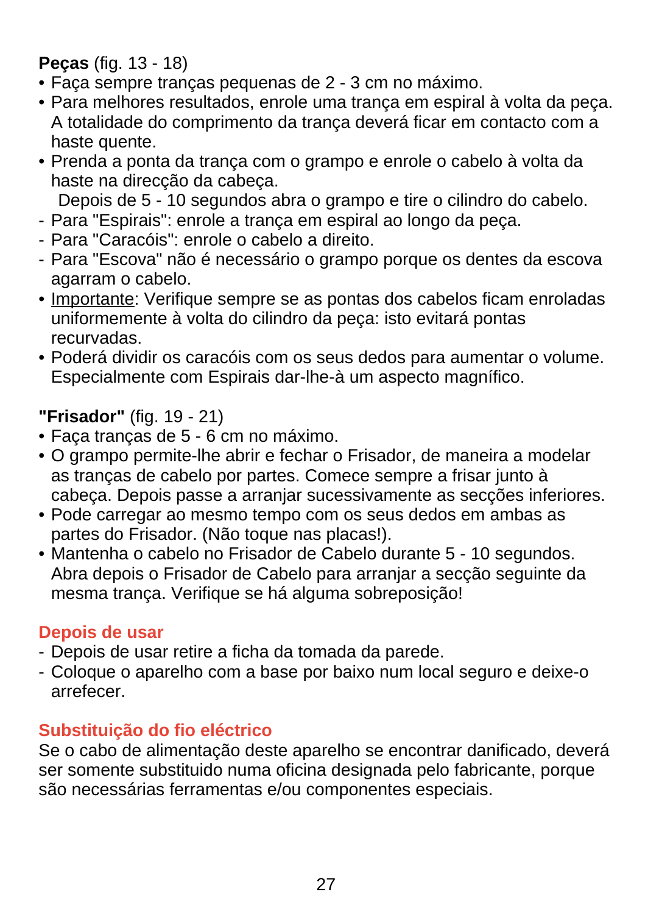**Peças** (fig. 13 - 18)

- Faça sempre tranças pequenas de 2 - 3 cm no máximo.
- Para melhores resultados, enrole uma trança em espiral à volta da peça. A totalidade do comprimento da trança deverá ficar em contacto com a haste quente.
- Prenda a ponta da trança com o grampo e enrole o cabelo à volta da haste na direcção da cabeça.
  Depois de 5 - 10 segundos abra o grampo e tire o cilindro do cabelo.
  - Para "Espirais": enrole a trança em espiral ao longo da peça.
  - Para "Caracóis": enrole o cabelo a direito.
  - Para "Escova" não é necessário o grampo porque os dentes da escova agarram o cabelo.
- <u>Importante</u>: Verifique sempre se as pontas dos cabelos ficam enroladas uniformemente à volta do cilindro da peça: isto evitará pontas recurvadas.
- Poderá dividir os caracóis com os seus dedos para aumentar o volume. Especialmente com Espirais dar-lhe-à um aspecto magnífico.

**"Frisador"** (fig. 19 - 21)

- Faça tranças de 5 - 6 cm no máximo.
- O grampo permite-lhe abrir e fechar o Frisador, de maneira a modelar as tranças de cabelo por partes. Comece sempre a frisar junto à cabeça. Depois passe a arranjar sucessivamente as secções inferiores.
- Pode carregar ao mesmo tempo com os seus dedos em ambas as partes do Frisador. (Não toque nas placas!).
- Mantenha o cabelo no Frisador de Cabelo durante 5 - 10 segundos. Abra depois o Frisador de Cabelo para arranjar a secção seguinte da mesma trança. Verifique se há alguma sobreposição!

## Depois de usar

- Depois de usar retire a ficha da tomada da parede.
- Coloque o aparelho com a base por baixo num local seguro e deixe-o arrefecer.

## Substituição do fio eléctrico

Se o cabo de alimentação deste aparelho se encontrar danificado, deverá ser somente substituido numa oficina designada pelo fabricante, porque são necessárias ferramentas e/ou componentes especiais.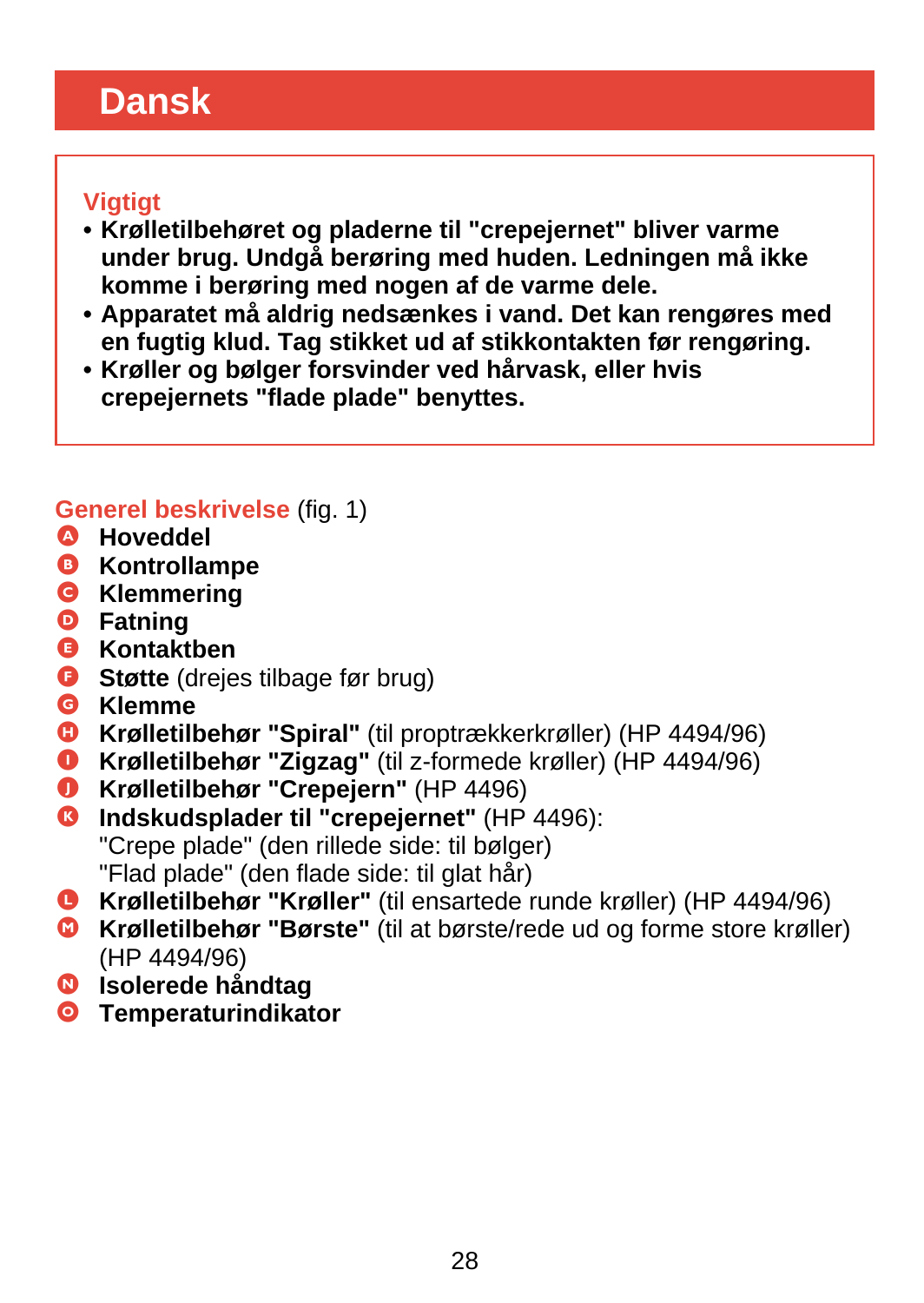# Dansk

## Vigtigt

- **Krølletilbehøret og pladerne til "crepejernet" bliver varme under brug. Undgå berøring med huden. Ledningen må ikke komme i berøring med nogen af de varme dele.**
- **Apparatet må aldrig nedsænkes i vand. Det kan rengøres med en fugtig klud. Tag stikket ud af stikkontakten før rengøring.**
- **Krøller og bølger forsvinder ved hårvask, eller hvis crepejernets "flade plade" benyttes.**

## Generel beskrivelse (fig. 1)

- A **Hoveddel**
- B **Kontrollampe**
- C **Klemmering**
- D **Fatning**
- E **Kontaktben**
- F **Støtte** (drejes tilbage før brug)
- G **Klemme**
- H **Krølletilbehør "Spiral"** (til proptrækkerkrøller) (HP 4494/96)
- I **Krølletilbehør "Zigzag"** (til z-formede krøller) (HP 4494/96)
- J **Krølletilbehør "Crepejern"** (HP 4496)
- K **Indskudsplader til "crepejernet"** (HP 4496):
  "Crepe plade" (den rillede side: til bølger)
  "Flad plade" (den flade side: til glat hår)
- L **Krølletilbehør "Krøller"** (til ensartede runde krøller) (HP 4494/96)
- M **Krølletilbehør "Børste"** (til at børste/rede ud og forme store krøller) (HP 4494/96)
- N **Isolerede håndtag**
- O **Temperaturindikator**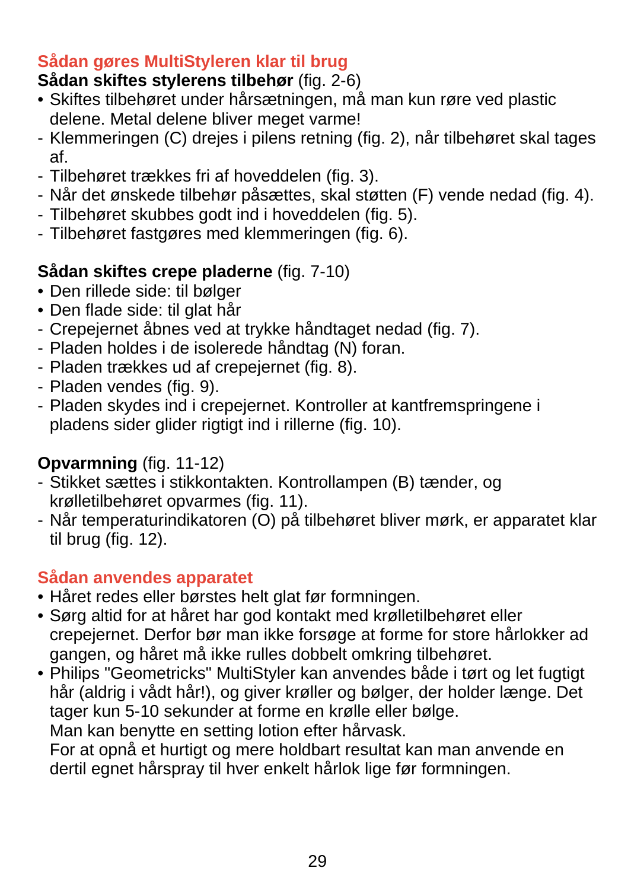## Sådan gøres MultiStyleren klar til brug

**Sådan skiftes stylerens tilbehør** (fig. 2-6)

- Skiftes tilbehøret under hårsætningen, må man kun røre ved plastic delene. Metal delene bliver meget varme!
- Klemmeringen (C) drejes i pilens retning (fig. 2), når tilbehøret skal tages af.
- Tilbehøret trækkes fri af hoveddelen (fig. 3).
- Når det ønskede tilbehør påsættes, skal støtten (F) vende nedad (fig. 4).
- Tilbehøret skubbes godt ind i hoveddelen (fig. 5).
- Tilbehøret fastgøres med klemmeringen (fig. 6).

**Sådan skiftes crepe pladerne** (fig. 7-10)

- Den rillede side: til bølger
- Den flade side: til glat hår
- Crepejernet åbnes ved at trykke håndtaget nedad (fig. 7).
- Pladen holdes i de isolerede håndtag (N) foran.
- Pladen trækkes ud af crepejernet (fig. 8).
- Pladen vendes (fig. 9).
- Pladen skydes ind i crepejernet. Kontroller at kantfremspringene i pladens sider glider rigtigt ind i rillerne (fig. 10).

**Opvarmning** (fig. 11-12)

- Stikket sættes i stikkontakten. Kontrollampen (B) tænder, og krølletilbehøret opvarmes (fig. 11).
- Når temperaturindikatoren (O) på tilbehøret bliver mørk, er apparatet klar til brug (fig. 12).

## Sådan anvendes apparatet

- Håret redes eller børstes helt glat før formningen.
- Sørg altid for at håret har god kontakt med krølletilbehøret eller crepejernet. Derfor bør man ikke forsøge at forme for store hårlokker ad gangen, og håret må ikke rulles dobbelt omkring tilbehøret.
- Philips "Geometricks" MultiStyler kan anvendes både i tørt og let fugtigt hår (aldrig i vådt hår!), og giver krøller og bølger, der holder længe. Det tager kun 5-10 sekunder at forme en krølle eller bølge.
  Man kan benytte en setting lotion efter hårvask.
  For at opnå et hurtigt og mere holdbart resultat kan man anvende en dertil egnet hårspray til hver enkelt hårlok lige før formningen.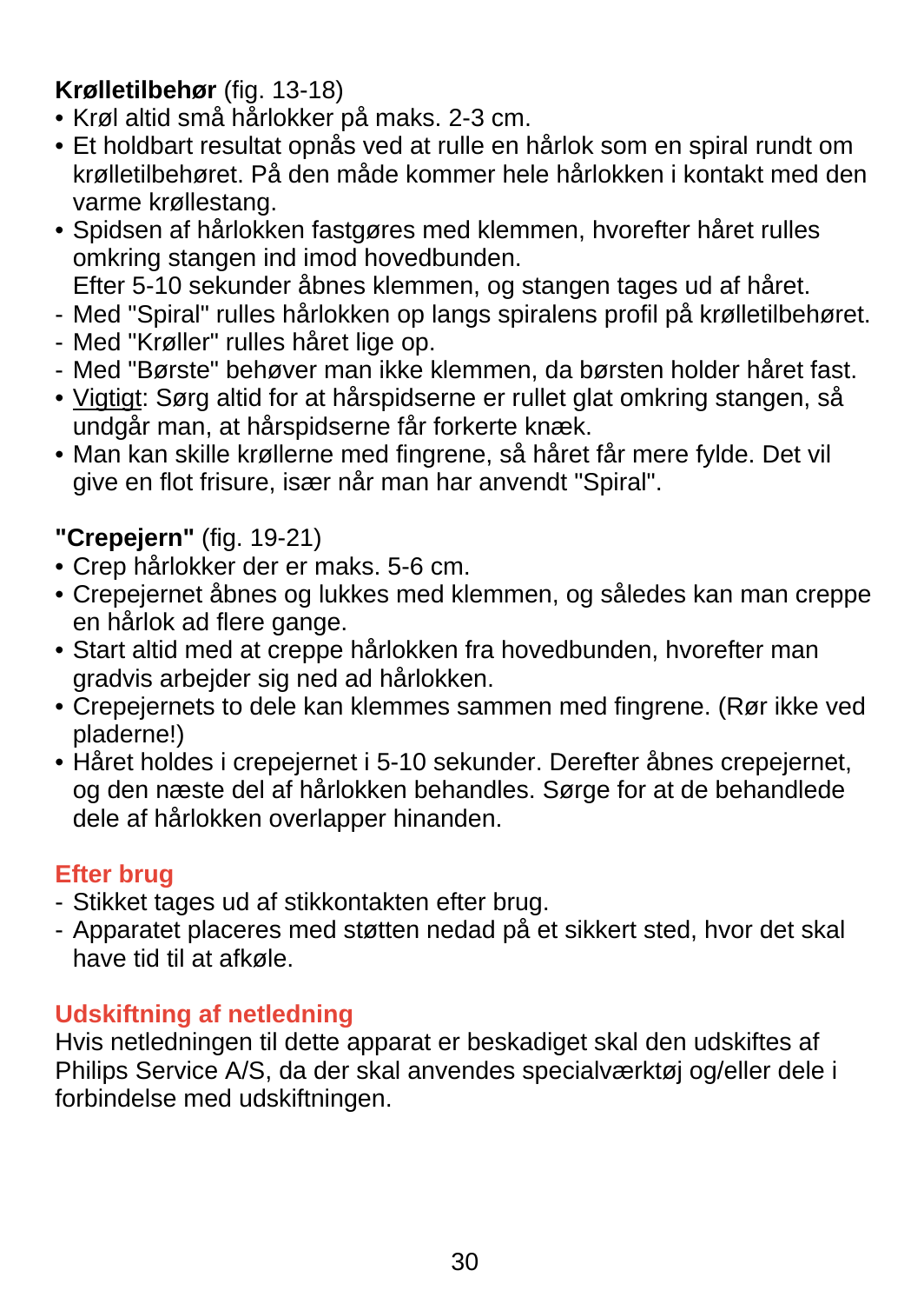**Krølletilbehør** (fig. 13-18)

- Krøl altid små hårlokker på maks. 2-3 cm.
- Et holdbart resultat opnås ved at rulle en hårlok som en spiral rundt om krølletilbehøret. På den måde kommer hele hårlokken i kontakt med den varme krøllestang.
- Spidsen af hårlokken fastgøres med klemmen, hvorefter håret rulles omkring stangen ind imod hovedbunden.
  Efter 5-10 sekunder åbnes klemmen, og stangen tages ud af håret.

- Med "Spiral" rulles hårlokken op langs spiralens profil på krølletilbehøret.
- Med "Krøller" rulles håret lige op.
- Med "Børste" behøver man ikke klemmen, da børsten holder håret fast.

- <u>Vigtigt</u>: Sørg altid for at hårspidserne er rullet glat omkring stangen, så undgår man, at hårspidserne får forkerte knæk.
- Man kan skille krøllerne med fingrene, så håret får mere fylde. Det vil give en flot frisure, især når man har anvendt "Spiral".

**"Crepejern"** (fig. 19-21)

- Crep hårlokker der er maks. 5-6 cm.
- Crepejernet åbnes og lukkes med klemmen, og således kan man creppe en hårlok ad flere gange.
- Start altid med at creppe hårlokken fra hovedbunden, hvorefter man gradvis arbejder sig ned ad hårlokken.
- Crepejernets to dele kan klemmes sammen med fingrene. (Rør ikke ved pladerne!)
- Håret holdes i crepejernet i 5-10 sekunder. Derefter åbnes crepejernet, og den næste del af hårlokken behandles. Sørge for at de behandlede dele af hårlokken overlapper hinanden.

## Efter brug

- Stikket tages ud af stikkontakten efter brug.
- Apparatet placeres med støtten nedad på et sikkert sted, hvor det skal have tid til at afkøle.

## Udskiftning af netledning

Hvis netledningen til dette apparat er beskadiget skal den udskiftes af Philips Service A/S, da der skal anvendes specialværktøj og/eller dele i forbindelse med udskiftningen.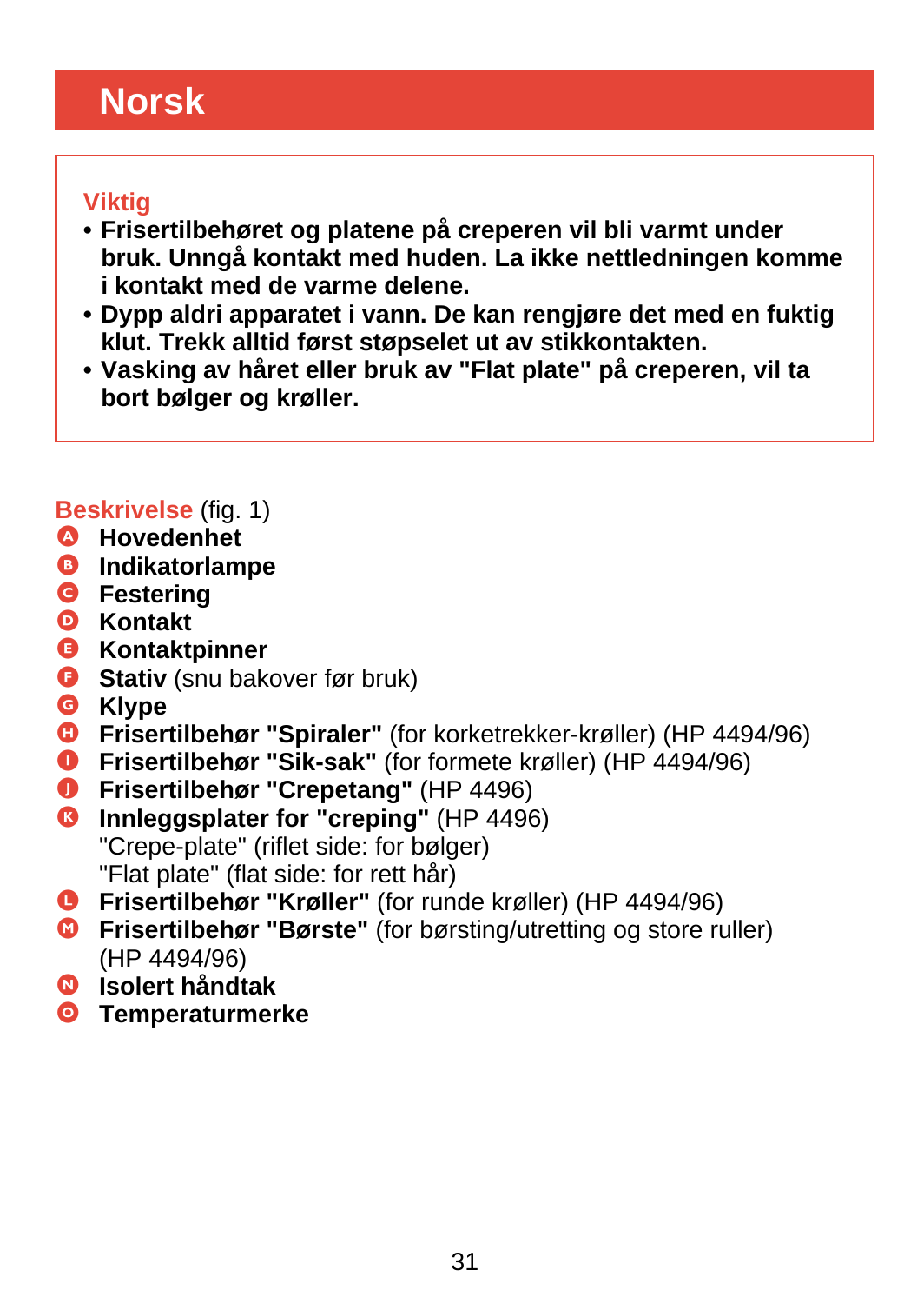# Norsk

## Viktig

- **Frisertilbehøret og platene på creperen vil bli varmt under bruk. Unngå kontakt med huden. La ikke nettledningen komme i kontakt med de varme delene.**
- **Dypp aldri apparatet i vann. De kan rengjøre det med en fuktig klut. Trekk alltid først støpselet ut av stikkontakten.**
- **Vasking av håret eller bruk av "Flat plate" på creperen, vil ta bort bølger og krøller.**

## Beskrivelse (fig. 1)

- A **Hovedenhet**
- B **Indikatorlampe**
- C **Festering**
- D **Kontakt**
- E **Kontaktpinner**
- F **Stativ** (snu bakover før bruk)
- G **Klype**
- H **Frisertilbehør "Spiraler"** (for korketrekker-krøller) (HP 4494/96)
- I **Frisertilbehør "Sik-sak"** (for formete krøller) (HP 4494/96)
- J **Frisertilbehør "Crepetang"** (HP 4496)
- K **Innleggsplater for "creping"** (HP 4496)
  "Crepe-plate" (riflet side: for bølger)
  "Flat plate" (flat side: for rett hår)
- L **Frisertilbehør "Krøller"** (for runde krøller) (HP 4494/96)
- M **Frisertilbehør "Børste"** (for børsting/utretting og store ruller) (HP 4494/96)
- N **Isolert håndtak**
- O **Temperaturmerke**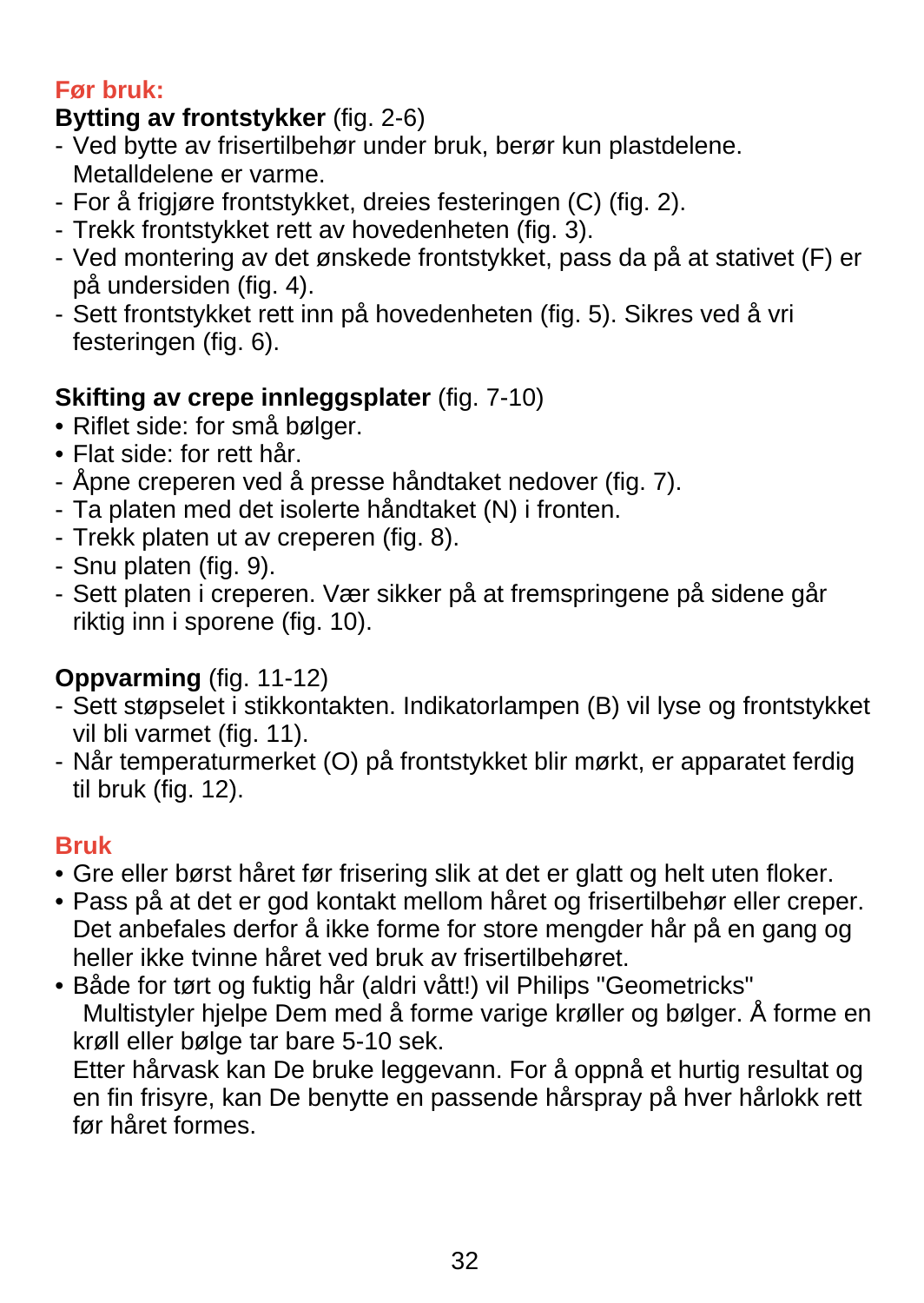## Før bruk:

**Bytting av frontstykker** (fig. 2-6)

- Ved bytte av frisertilbehør under bruk, berør kun plastdelene. Metalldelene er varme.
- For å frigjøre frontstykket, dreies festeringen (C) (fig. 2).
- Trekk frontstykket rett av hovedenheten (fig. 3).
- Ved montering av det ønskede frontstykket, pass da på at stativet (F) er på undersiden (fig. 4).
- Sett frontstykket rett inn på hovedenheten (fig. 5). Sikres ved å vri festeringen (fig. 6).

**Skifting av crepe innleggsplater** (fig. 7-10)

- Riflet side: for små bølger.
- Flat side: for rett hår.

- Åpne creperen ved å presse håndtaket nedover (fig. 7).
- Ta platen med det isolerte håndtaket (N) i fronten.
- Trekk platen ut av creperen (fig. 8).
- Snu platen (fig. 9).
- Sett platen i creperen. Vær sikker på at fremspringene på sidene går riktig inn i sporene (fig. 10).

**Oppvarming** (fig. 11-12)

- Sett støpselet i stikkontakten. Indikatorlampen (B) vil lyse og frontstykket vil bli varmet (fig. 11).
- Når temperaturmerket (O) på frontstykket blir mørkt, er apparatet ferdig til bruk (fig. 12).

## Bruk

- Gre eller børst håret før frisering slik at det er glatt og helt uten floker.
- Pass på at det er god kontakt mellom håret og frisertilbehør eller creper. Det anbefales derfor å ikke forme for store mengder hår på en gang og heller ikke tvinne håret ved bruk av frisertilbehøret.
- Både for tørt og fuktig hår (aldri vått!) vil Philips "Geometricks" Multistyler hjelpe Dem med å forme varige krøller og bølger. Å forme en krøll eller bølge tar bare 5-10 sek.
  Etter hårvask kan De bruke leggevann. For å oppnå et hurtig resultat og en fin frisyre, kan De benytte en passende hårspray på hver hårlokk rett før håret formes.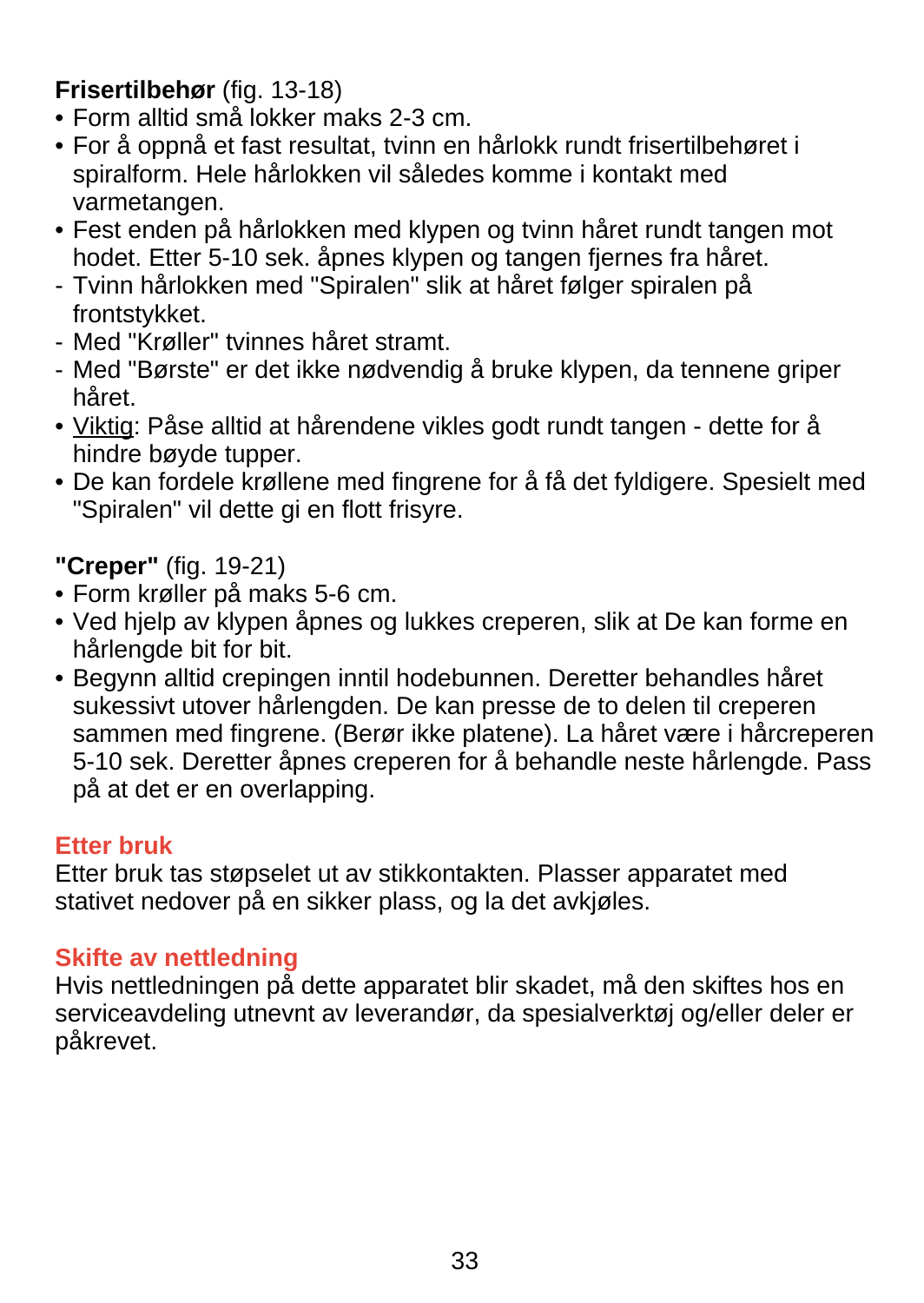**Frisertilbehør** (fig. 13-18)

- Form alltid små lokker maks 2-3 cm.
- For å oppnå et fast resultat, tvinn en hårlokk rundt frisertilbehøret i spiralform. Hele hårlokken vil således komme i kontakt med varmetangen.
- Fest enden på hårlokken med klypen og tvinn håret rundt tangen mot hodet. Etter 5-10 sek. åpnes klypen og tangen fjernes fra håret.
  - Tvinn hårlokken med "Spiralen" slik at håret følger spiralen på frontstykket.
  - Med "Krøller" tvinnes håret stramt.
  - Med "Børste" er det ikke nødvendig å bruke klypen, da tennene griper håret.
- Viktig: Påse alltid at hårendene vikles godt rundt tangen - dette for å hindre bøyde tupper.
- De kan fordele krøllene med fingrene for å få det fyldigere. Spesielt med "Spiralen" vil dette gi en flott frisyre.

**"Creper"** (fig. 19-21)

- Form krøller på maks 5-6 cm.
- Ved hjelp av klypen åpnes og lukkes creperen, slik at De kan forme en hårlengde bit for bit.
- Begynn alltid crepingen inntil hodebunnen. Deretter behandles håret sukessivt utover hårlengden. De kan presse de to delen til creperen sammen med fingrene. (Berør ikke platene). La håret være i hårcreperen 5-10 sek. Deretter åpnes creperen for å behandle neste hårlengde. Pass på at det er en overlapping.

## Etter bruk

Etter bruk tas støpselet ut av stikkontakten. Plasser apparatet med stativet nedover på en sikker plass, og la det avkjøles.

## Skifte av nettledning

Hvis nettledningen på dette apparatet blir skadet, må den skiftes hos en serviceavdeling utnevnt av leverandør, da spesialverktøj og/eller deler er påkrevet.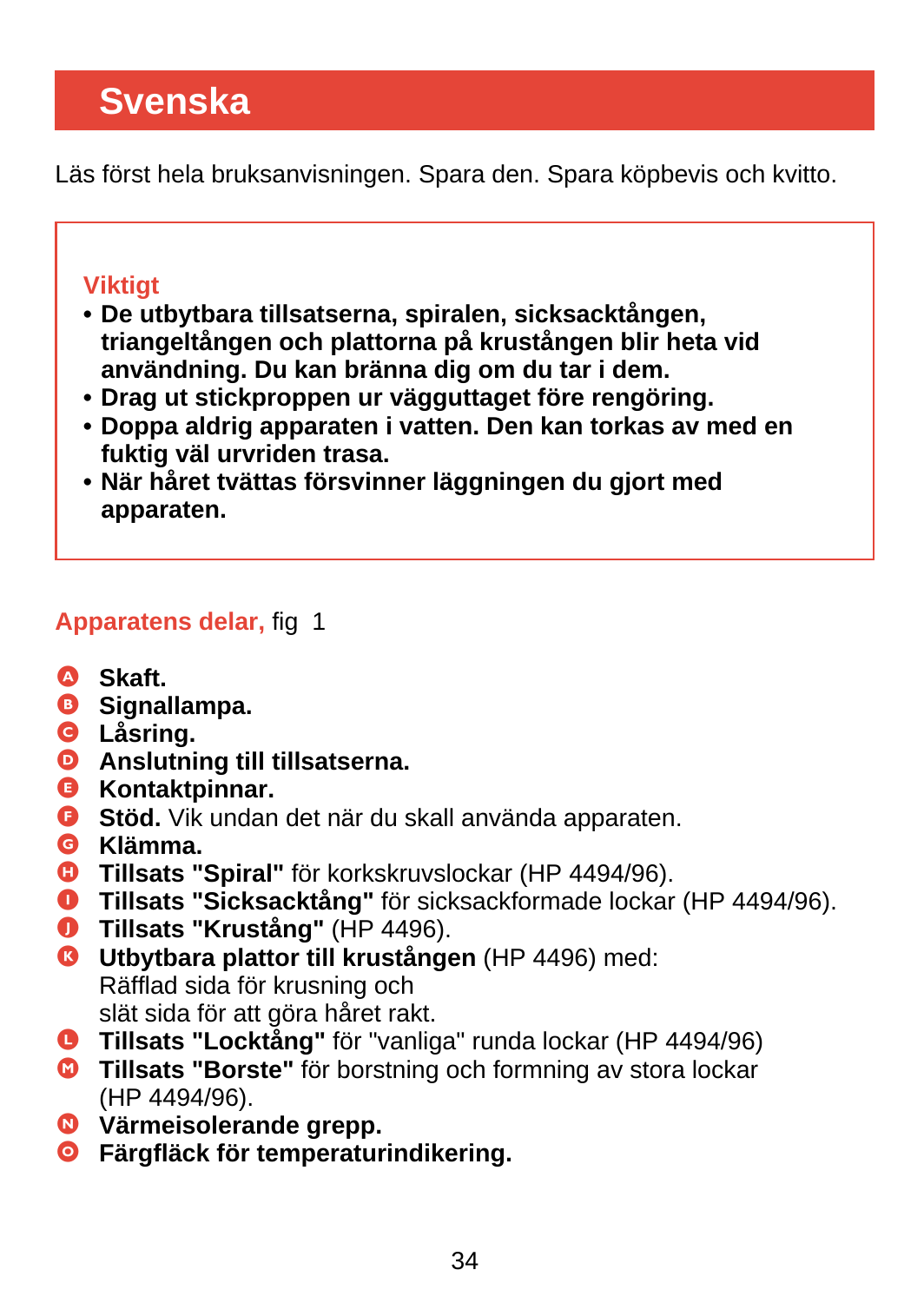# Svenska

Läs först hela bruksanvisningen. Spara den. Spara köpbevis och kvitto.

**Viktigt**

- **De utbytbara tillsatserna, spiralen, sicksacktången, triangeltången och plattorna på kruståven blir heta vid användning. Du kan bränna dig om du tar i dem.**
- **Drag ut stickproppen ur vägguttaget före rengöring.**
- **Doppa aldrig apparaten i vatten. Den kan torkas av med en fuktig väl urvriden trasa.**
- **När håret tvättas försvinner läggningen du gjort med apparaten.**

## Apparatens delar, fig 1

- A **Skaft.**
- B **Signallampa.**
- C **Låsring.**
- D **Anslutning till tillsatserna.**
- E **Kontaktpinnar.**
- F **Stöd.** Vik undan det när du skall använda apparaten.
- G **Klämma.**
- H **Tillsats "Spiral"** för korkskruvslockar (HP 4494/96).
- I **Tillsats "Sicksacktång"** för sicksackformade lockar (HP 4494/96).
- J **Tillsats "Krustång"** (HP 4496).
- K **Utbytbara plattor till krustången** (HP 4496) med:
  Räfflad sida för krusning och
  slät sida för att göra håret rakt.
- L **Tillsats "Locktång"** för "vanliga" runda lockar (HP 4494/96)
- M **Tillsats "Borste"** för borstning och formning av stora lockar (HP 4494/96).
- N **Värmeisolerande grepp.**
- O **Färgfläck för temperaturindikering.**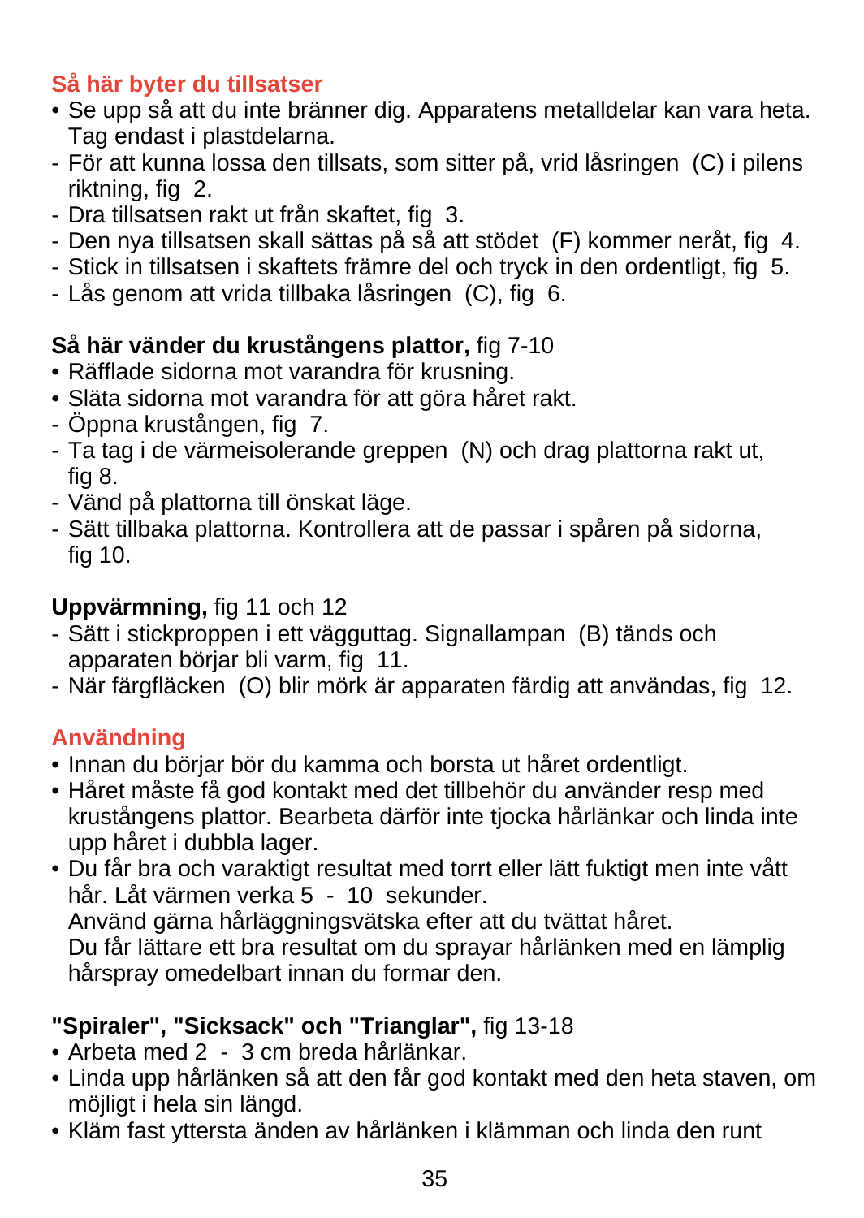## Så här byter du tillsatser

- Se upp så att du inte bränner dig. Apparatens metalldelar kan vara heta. Tag endast i plastdelarna.
- För att kunna lossa den tillsats, som sitter på, vrid låsringen (C) i pilens riktning, fig 2.
- Dra tillsatsen rakt ut från skaftet, fig 3.
- Den nya tillsatsen skall sättas på så att stödet (F) kommer neråt, fig 4.
- Stick in tillsatsen i skaftets främre del och tryck in den ordentligt, fig 5.
- Lås genom att vrida tillbaka låsringen (C), fig 6.

**Så här vänder du krustångens plattor,** fig 7-10

- Räfflade sidorna mot varandra för krusning.
- Släta sidorna mot varandra för att göra håret rakt.
- Öppna krustången, fig 7.
- Ta tag i de värmeisolerande greppen (N) och drag plattorna rakt ut, fig 8.
- Vänd på plattorna till önskat läge.
- Sätt tillbaka plattorna. Kontrollera att de passar i spåren på sidorna, fig 10.

**Uppvärmning,** fig 11 och 12

- Sätt i stickproppen i ett vägguttag. Signallampan (B) tänds och apparaten börjar bli varm, fig 11.
- När färgfläcken (O) blir mörk är apparaten färdig att användas, fig 12.

## Användning

- Innan du börjar bör du kamma och borsta ut håret ordentligt.
- Håret måste få god kontakt med det tillbehör du använder resp med krustångens plattor. Bearbeta därför inte tjocka hårlänkar och linda inte upp håret i dubbla lager.
- Du får bra och varaktigt resultat med torrt eller lätt fuktigt men inte vått hår. Låt värmen verka 5 - 10 sekunder.
  Använd gärna hårläggningsvätska efter att du tvättat håret.
  Du får lättare ett bra resultat om du sprayar hårlänken med en lämplig hårspray omedelbart innan du formar den.

**"Spiraler", "Sicksack" och "Trianglar",** fig 13-18

- Arbeta med 2 - 3 cm breda hårlänkar.
- Linda upp hårlänken så att den får god kontakt med den heta staven, om möjligt i hela sin längd.
- Kläm fast yttersta änden av hårlänken i klämman och linda den runt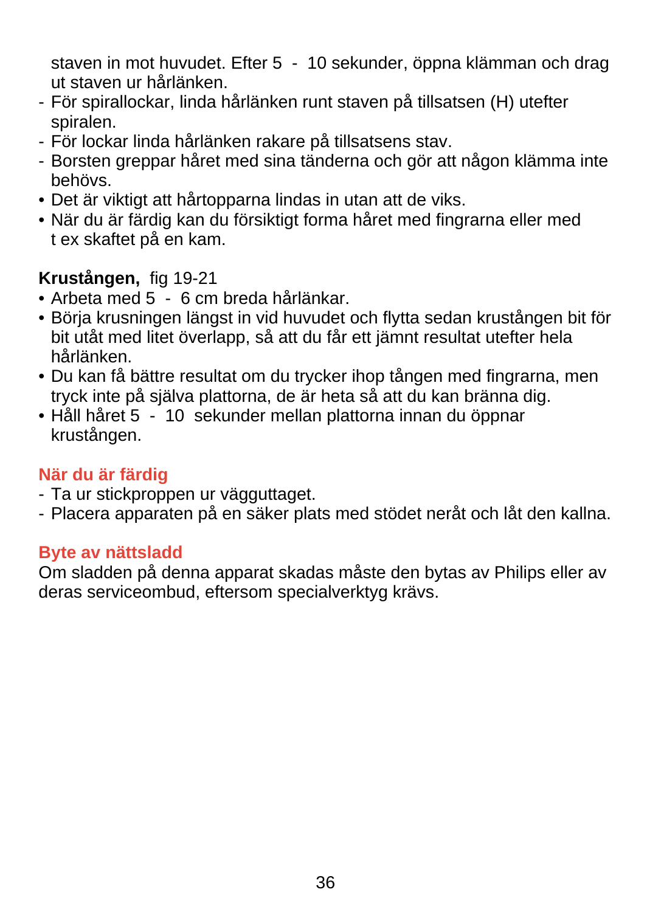staven in mot huvudet. Efter 5 - 10 sekunder, öppna klämman och drag ut staven ur hårlänken.

- För spirallockar, linda hårlänken runt staven på tillsatsen (H) utefter spiralen.
- För lockar linda hårlänken rakare på tillsatsens stav.
- Borsten greppar håret med sina tänderna och gör att någon klämma inte behövs.

- Det är viktigt att hårtopparna lindas in utan att de viks.
- När du är färdig kan du försiktigt forma håret med fingrarna eller med t ex skaftet på en kam.

**Kruståndgen,** fig 19-21

- Arbeta med 5 - 6 cm breda hårlänkar.
- Börja krusningen längst in vid huvudet och flytta sedan kruståndgen bit för bit utåt med litet överlapp, så att du får ett jämnt resultat utefter hela hårlänken.
- Du kan få bättre resultat om du trycker ihop tången med fingrarna, men tryck inte på själva plattorna, de är heta så att du kan bränna dig.
- Håll håret 5 - 10 sekunder mellan plattorna innan du öppnar kruståndgen.

## När du är färdig

- Ta ur stickproppen ur vägguttaget.
- Placera apparaten på en säker plats med stödet neråt och låt den kallna.

## Byte av nättsladd

Om sladden på denna apparat skadas måste den bytas av Philips eller av deras serviceombud, eftersom specialverktyg krävs.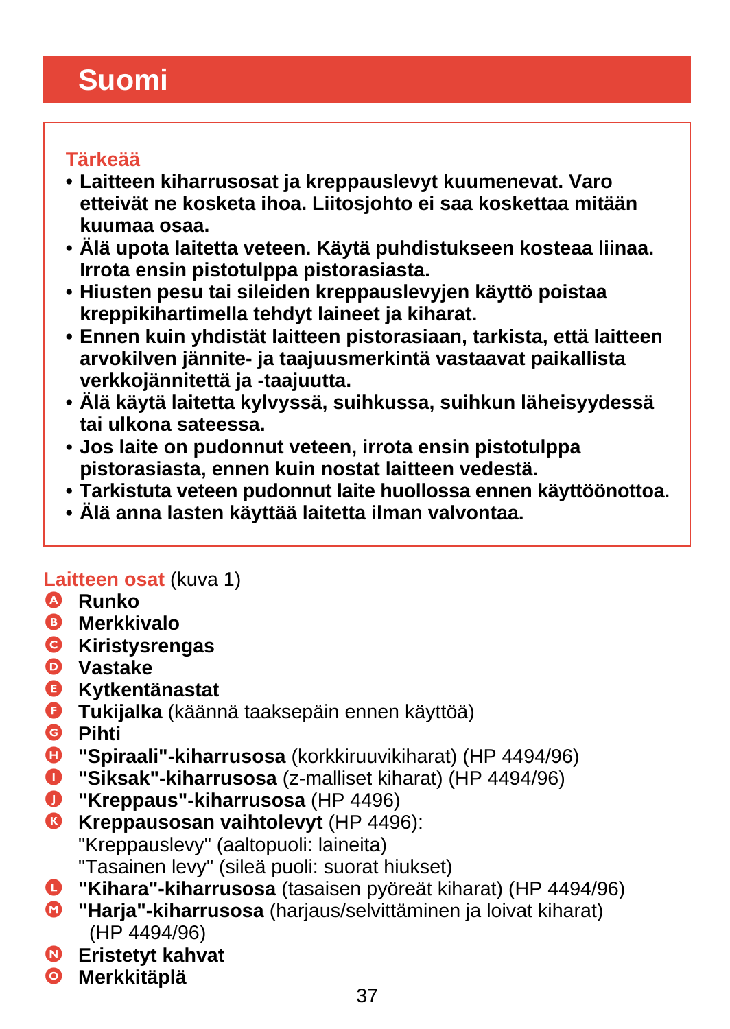# Suomi

**Tärkeää**

- **Laitteen kiharrusosat ja kreppauslevyt kuumenevat. Varo etteivät ne kosketa ihoa. Liitosjohto ei saa koskettaa mitään kuumaa osaa.**
- **Älä upota laitetta veteen. Käytä puhdistukseen kosteaa liinaa. Irrota ensin pistotulppa pistorasiasta.**
- **Hiusten pesu tai sileiden kreppauslevyjen käyttö poistaa kreppikihartimella tehdyt laineet ja kiharat.**
- **Ennen kuin yhdistät laitteen pistorasiaan, tarkista, että laitteen arvokilven jännite- ja taajuusmerkintä vastaavat paikallista verkkojännitettä ja -taajuutta.**
- **Älä käytä laitetta kylvyssä, suihkussa, suihkun läheisyydessä tai ulkona sateessa.**
- **Jos laite on pudonnut veteen, irrota ensin pistotulppa pistorasiasta, ennen kuin nostat laitteen vedestä.**
- **Tarkistuta veteen pudonnut laite huollossa ennen käyttöönottoa.**
- **Älä anna lasten käyttää laitetta ilman valvontaa.**

**Laitteen osat** (kuva 1)

- A **Runko**
- B **Merkkivalo**
- C **Kiristysrengas**
- D **Vastake**
- E **Kytkentänastat**
- F **Tukijalka** (käännä taaksepäin ennen käyttöä)
- G **Pihti**
- H **"Spiraali"-kiharrusosa** (korkkiruuvikiharat) (HP 4494/96)
- I **"Siksak"-kiharrusosa** (z-malliset kiharat) (HP 4494/96)
- J **"Kreppaus"-kiharrusosa** (HP 4496)
- K **Kreppausosan vaihtolevyt** (HP 4496):
  "Kreppauslevy" (aaltopuoli: laineita)
  "Tasainen levy" (sileä puoli: suorat hiukset)
- L **"Kihara"-kiharrusosa** (tasaisen pyöreät kiharat) (HP 4494/96)
- M **"Harja"-kiharrusosa** (harjaus/selvittäminen ja loivat kiharat) (HP 4494/96)
- N **Eristetyt kahvat**
- O **Merkkitäplä**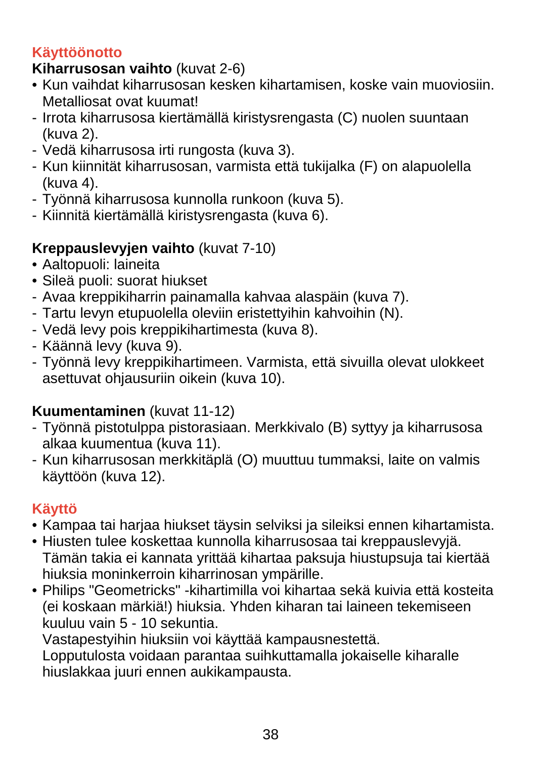## Käyttöönotto

**Kiharrusosan vaihto** (kuvat 2-6)

- Kun vaihdat kiharrusosan kesken kihartamisen, koske vain muoviosiin. Metalliosat ovat kuumat!
- Irrota kiharrusosa kiertämällä kiristysrengasta (C) nuolen suuntaan (kuva 2).
- Vedä kiharrusosa irti rungosta (kuva 3).
- Kun kiinnität kiharrusosan, varmista että tukijalka (F) on alapuolella (kuva 4).
- Työnnä kiharrusosa kunnolla runkoon (kuva 5).
- Kiinnitä kiertämällä kiristysrengasta (kuva 6).

**Kreppauslevyjen vaihto** (kuvat 7-10)

- Aaltopuoli: laineita
- Sileä puoli: suorat hiukset
- Avaa kreppikiharrin painamalla kahvaa alaspäin (kuva 7).
- Tartu levyn etupuolella oleviin eristettyihin kahvoihin (N).
- Vedä levy pois kreppikihartimesta (kuva 8).
- Käännä levy (kuva 9).
- Työnnä levy kreppikihartimeen. Varmista, että sivuilla olevat ulokkeet asettuvat ohjausuriin oikein (kuva 10).

**Kuumentaminen** (kuvat 11-12)

- Työnnä pistotulppa pistorasiaan. Merkkivalo (B) syttyy ja kiharrusosa alkaa kuumentua (kuva 11).
- Kun kiharrusosan merkkitäplä (O) muuttuu tummaksi, laite on valmis käyttöön (kuva 12).

## Käyttö

- Kampaa tai harjaa hiukset täysin selviksi ja sileiksi ennen kihartamista.
- Hiusten tulee koskettaa kunnolla kiharrusosaa tai kreppauslevyjä. Tämän takia ei kannata yrittää kihartaa paksuja hiustupsuja tai kiertää hiuksia moninkerroin kiharrinosan ympärille.
- Philips "Geometricks" -kihartimilla voi kihartaa sekä kuivia että kosteita (ei koskaan märkiä!) hiuksia. Yhden kiharan tai laineen tekemiseen kuuluu vain 5 - 10 sekuntia.
  Vastapestyihin hiuksiin voi käyttää kampausnestettä.
  Lopputulosta voidaan parantaa suihkuttamalla jokaiselle kiharalle hiuslakkaa juuri ennen aukikampausta.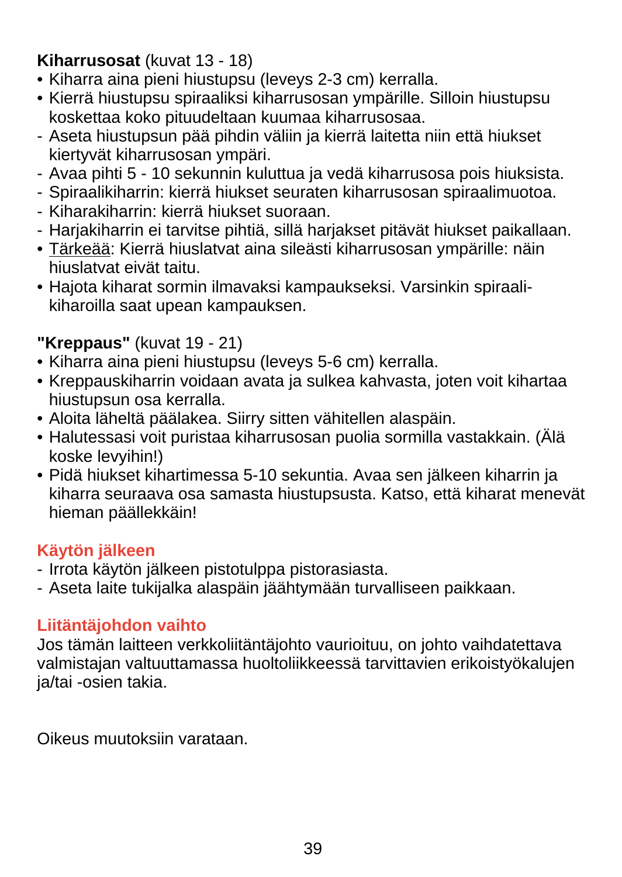**Kiharrusosat** (kuvat 13 - 18)

- Kiharra aina pieni hiustupsu (leveys 2-3 cm) kerralla.
- Kierrä hiustupsu spiraaliksi kiharrusosan ympärille. Silloin hiustupsu koskettaa koko pituudeltaan kuumaa kiharrusosaa.
  - Aseta hiustupsun pää pihdin väliin ja kierrä laitetta niin että hiukset kiertyvät kiharrusosan ympäri.
  - Avaa pihti 5 - 10 sekunnin kuluttua ja vedä kiharrusosa pois hiuksista.
  - Spiraalikiharrin: kierrä hiukset seuraten kiharrusosan spiraalimuotoa.
  - Kiharakiharrin: kierrä hiukset suoraan.
  - Harjakiharrin ei tarvitse pihtiä, sillä harjakset pitävät hiukset paikallaan.
- <u>Tärkeää</u>: Kierrä hiuslatvat aina sileästi kiharrusosan ympärille: näin hiuslatvat eivät taitu.
- Hajota kiharat sormin ilmavaksi kampaukseksi. Varsinkin spiraalikiharoilla saat upean kampauksen.

**"Kreppaus"** (kuvat 19 - 21)

- Kiharra aina pieni hiustupsu (leveys 5-6 cm) kerralla.
- Kreppauskiharrin voidaan avata ja sulkea kahvasta, joten voit kihartaa hiustupsun osa kerralla.
- Aloita läheltä päälakea. Siirry sitten vähitellen alaspäin.
- Halutessasi voit puristaa kiharrusosan puolia sormilla vastakkain. (Älä koske levyihin!)
- Pidä hiukset kihartimessa 5-10 sekuntia. Avaa sen jälkeen kiharrin ja kiharra seuraava osa samasta hiustupsusta. Katso, että kiharat menevät hieman päällekkäin!

## Käytön jälkeen

- Irrota käytön jälkeen pistotulppa pistorasiasta.
- Aseta laite tukijalka alaspäin jäähtymään turvalliseen paikkaan.

## Liitäntäjohdon vaihto

Jos tämän laitteen verkkoliitäntäjohto vaurioituu, on johto vaihdatettava valmistajan valtuuttamassa huoltoliikkeessä tarvittavien erikoistyökalujen ja/tai -osien takia.

Oikeus muutoksiin varataan.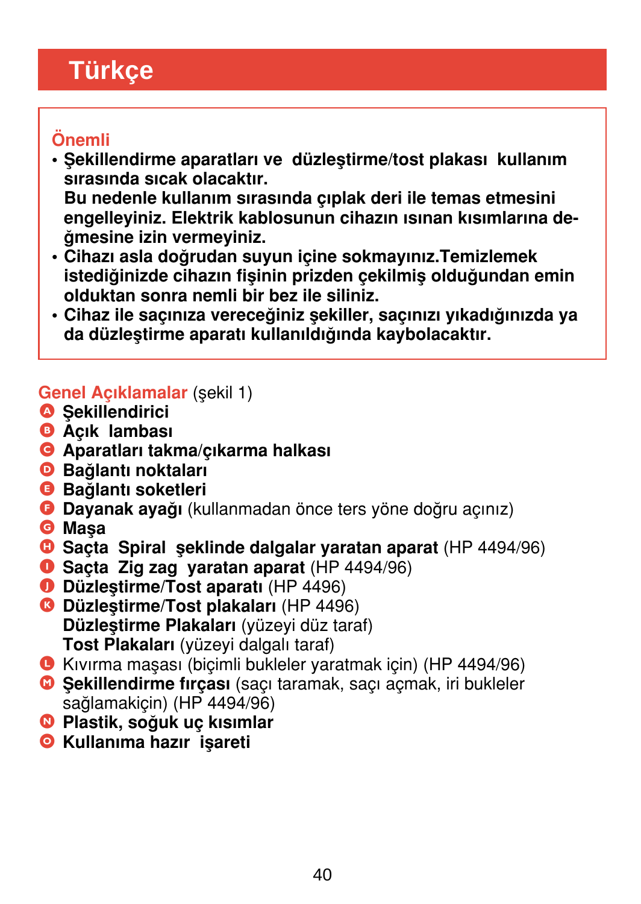# Türkçe

**Önemli**

- **Şekillendirme aparatları ve düzleştirme/tost plakası kullanım sırasında sıcak olacaktır. Bu nedenle kullanım sırasında çıplak deri ile temas etmesini engelleyiniz. Elektrik kablosunun cihazın ısınan kısımlarına değmesine izin vermeyiniz.**
- **Cihazı asla doğrudan suyun içine sokmayınız.Temizlemek istediğinizde cihazın fişinin prizden çekilmiş olduğundan emin olduktan sonra nemli bir bez ile siliniz.**
- **Cihaz ile saçınıza vereceğiniz şekiller, saçınızı yıkadığınızda ya da düzleştirme aparatı kullanıldığında kaybolacaktır.**

**Genel Açıklamalar** (şekil 1)

- A **Şekillendirici**
- B **Açık lambası**
- C **Aparatları takma/çıkarma halkası**
- D **Bağlantı noktaları**
- E **Bağlantı soketleri**
- F **Dayanak ayağı** (kullanmadan önce ters yöne doğru açınız)
- G **Maşa**
- H **Saçta Spiral şeklinde dalgalar yaratan aparat** (HP 4494/96)
- I **Saçta Zig zag yaratan aparat** (HP 4494/96)
- J **Düzleştirme/Tost aparatı** (HP 4496)
- K **Düzleştirme/Tost plakaları** (HP 4496)
  **Düzleştirme Plakaları** (yüzeyi düz taraf)
  **Tost Plakaları** (yüzeyi dalgalı taraf)
- L Kıvırma maşası (biçimli bukleler yaratmak için) (HP 4494/96)
- M **Şekillendirme fırçası** (saçı taramak, saçı açmak, iri bukleler sağlamakiçin) (HP 4494/96)
- N **Plastik, soğuk uç kısımlar**
- O **Kullanıma hazır işareti**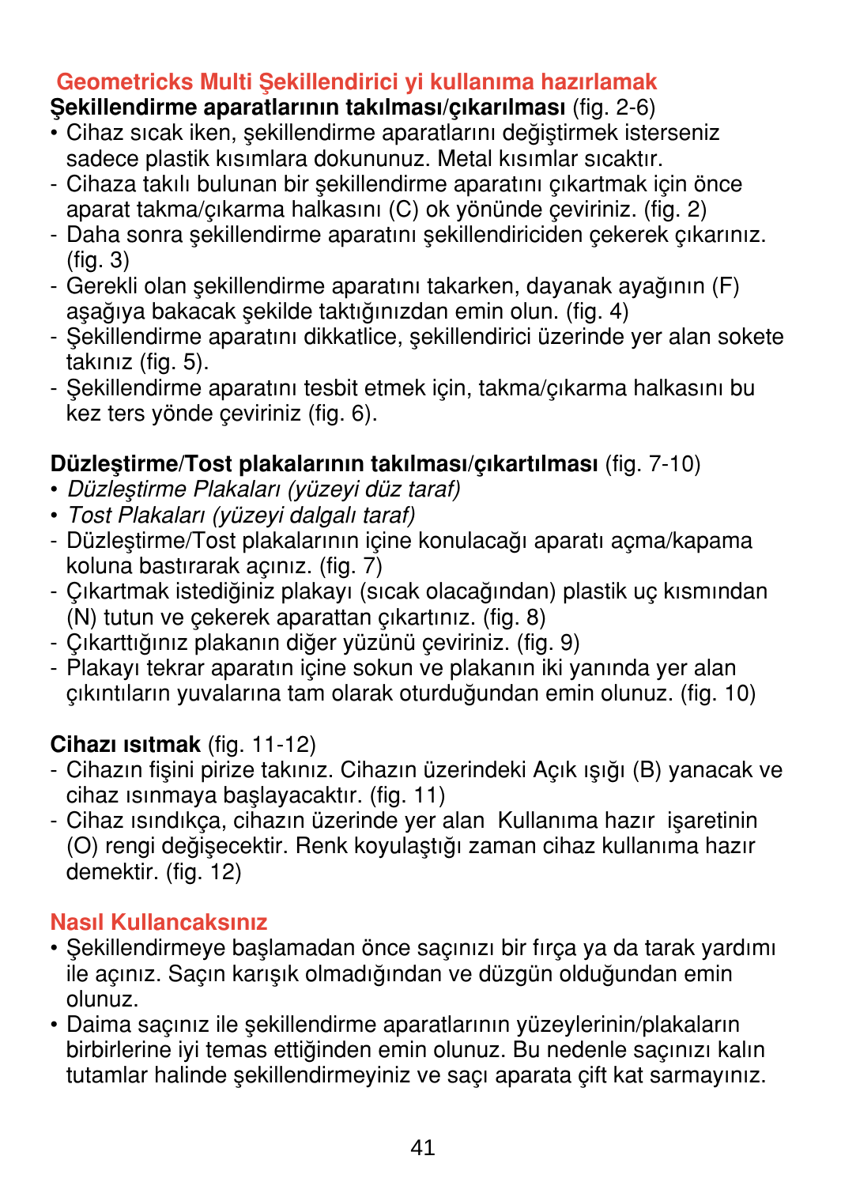## Geometricks Multi Şekillendirici yi kullanıma hazırlamak

**Şekillendirme aparatlarının takılması/çıkarılması** (fig. 2-6)

- Cihaz sıcak iken, şekillendirme aparatlarını değiştirmek isterseniz sadece plastik kısımlara dokununuz. Metal kısımlar sıcaktır.
- Cihaza takılı bulunan bir şekillendirme aparatını çıkartmak için önce aparat takma/çıkarma halkasını (C) ok yönünde çeviriniz. (fig. 2)
- Daha sonra şekillendirme aparatını şekillendiriciden çekerek çıkarınız. (fig. 3)
- Gerekli olan şekillendirme aparatını takarken, dayanak ayağının (F) aşağıya bakacak şekilde taktığınızdan emin olun. (fig. 4)
- Şekillendirme aparatını dikkatlice, şekillendirici üzerinde yer alan sokete takınız (fig. 5).
- Şekillendirme aparatını tesbit etmek için, takma/çıkarma halkasını bu kez ters yönde çeviriniz (fig. 6).

**Düzleştirme/Tost plakalarının takılması/çıkartılması** (fig. 7-10)

- *Düzleştirme Plakaları (yüzeyi düz taraf)*
- *Tost Plakaları (yüzeyi dalgalı taraf)*
- Düzleştirme/Tost plakalarının içine konulacağı aparatı açma/kapama koluna bastırarak açınız. (fig. 7)
- Çıkartmak istediğiniz plakayı (sıcak olacağından) plastik uç kısmından (N) tutun ve çekerek aparattan çıkartınız. (fig. 8)
- Çıkarttığınız plakanın diğer yüzünü çeviriniz. (fig. 9)
- Plakayı tekrar aparatın içine sokun ve plakanın iki yanında yer alan çıkıntıların yuvalarına tam olarak oturduğundan emin olunuz. (fig. 10)

**Cihazı ısıtmak** (fig. 11-12)

- Cihazın fişini pirize takınız. Cihazın üzerindeki Açık ışığı (B) yanacak ve cihaz ısınmaya başlayacaktır. (fig. 11)
- Cihaz ısındıkça, cihazın üzerinde yer alan Kullanıma hazır işaretinin (O) rengi değişecektir. Renk koyulaştığı zaman cihaz kullanıma hazır demektir. (fig. 12)

## Nasıl Kullancaksınız

- Şekillendirmeye başlamadan önce saçınızı bir fırça ya da tarak yardımı ile açınız. Saçın karışık olmadığından ve düzgün olduğundan emin olunuz.
- Daima saçınız ile şekillendirme aparatlarının yüzeylerinin/plakaların birbirlerine iyi temas ettiğinden emin olunuz. Bu nedenle saçınızı kalın tutamlar halinde şekillendirmeyiniz ve saçı aparata çift kat sarmayınız.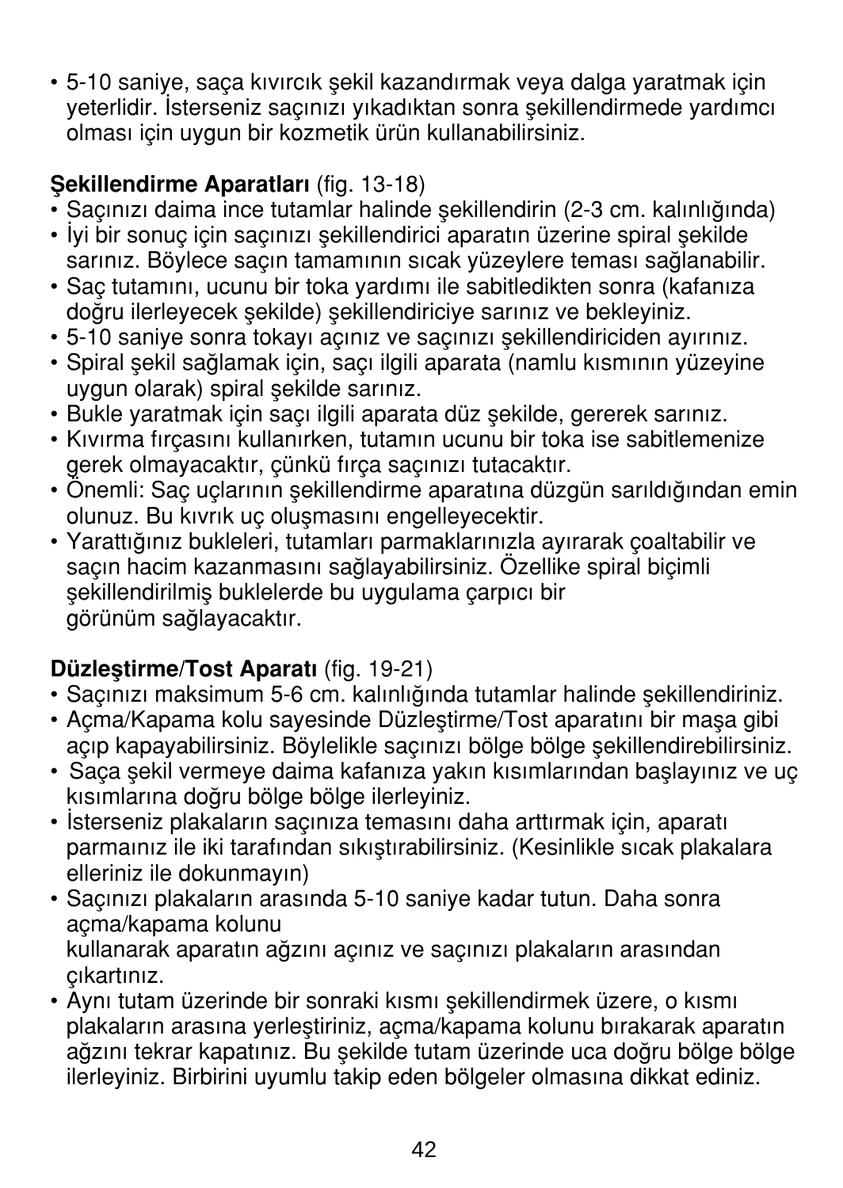- 5-10 saniye, saça kıvırcık şekil kazandırmak veya dalga yaratmak için yeterlidir. İsterseniz saçınızı yıkadıktan sonra şekillendirmede yardımcı olması için uygun bir kozmetik ürün kullanabilirsiniz.

**Şekillendirme Aparatları** (fig. 13-18)

- Saçınızı daima ince tutamlar halinde şekillendirin (2-3 cm. kalınlığında)
- İyi bir sonuç için saçınızı şekillendirici aparatın üzerine spiral şekilde sarınız. Böylece saçın tamamının sıcak yüzeylere teması sağlanabilir.
- Saç tutamını, ucunu bir toka yardımı ile sabitledikten sonra (kafanıza doğru ilerleyecek şekilde) şekillendiriciye sarınız ve bekleyiniz.
- 5-10 saniye sonra tokayı açınız ve saçınızı şekillendiriciden ayırınız.
- Spiral şekil sağlamak için, saçı ilgili aparata (namlu kısmının yüzeyine uygun olarak) spiral şekilde sarınız.
- Bukle yaratmak için saçı ilgili aparata düz şekilde, gererek sarınız.
- Kıvırma fırçasını kullanırken, tutamın ucunu bir toka ise sabitlemenize gerek olmayacaktır, çünkü fırça saçınızı tutacaktır.
- Önemli: Saç uçlarının şekillendirme aparatına düzgün sarıldığından emin olunuz. Bu kıvrık uç oluşmasını engelleyecektir.
- Yarattığınız bukleleri, tutamları parmaklarınızla ayırarak çoaltabilir ve saçın hacim kazanmasını sağlayabilirsiniz. Özellike spiral biçimli şekillendirilmiş buklelerde bu uygulama çarpıcı bir görünüm sağlayacaktır.

**Düzleştirme/Tost Aparatı** (fig. 19-21)

- Saçınızı maksimum 5-6 cm. kalınlığında tutamlar halinde şekillendiriniz.
- Açma/Kapama kolu sayesinde Düzleştirme/Tost aparatını bir maşa gibi açıp kapayabilirsiniz. Böylelikle saçınızı bölge bölge şekillendirebilirsiniz.
- Saça şekil vermeye daima kafanıza yakın kısımlarından başlayınız ve uç kısımlarına doğru bölge bölge ilerleyiniz.
- İsterseniz plakaların saçınıza temasını daha arttırmak için, aparatı parmaınız ile iki tarafından sıkıştırabilirsiniz. (Kesinlikle sıcak plakalara elleriniz ile dokunmayın)
- Saçınızı plakaların arasında 5-10 saniye kadar tutun. Daha sonra açma/kapama kolunu kullanarak aparatın ağzını açınız ve saçınızı plakaların arasından çıkartınız.
- Aynı tutam üzerinde bir sonraki kısmı şekillendirmek üzere, o kısmı plakaların arasına yerleştiriniz, açma/kapama kolunu bırakarak aparatın ağzını tekrar kapatınız. Bu şekilde tutam üzerinde uca doğru bölge bölge ilerleyiniz. Birbirini uyumlu takip eden bölgeler olmasına dikkat ediniz.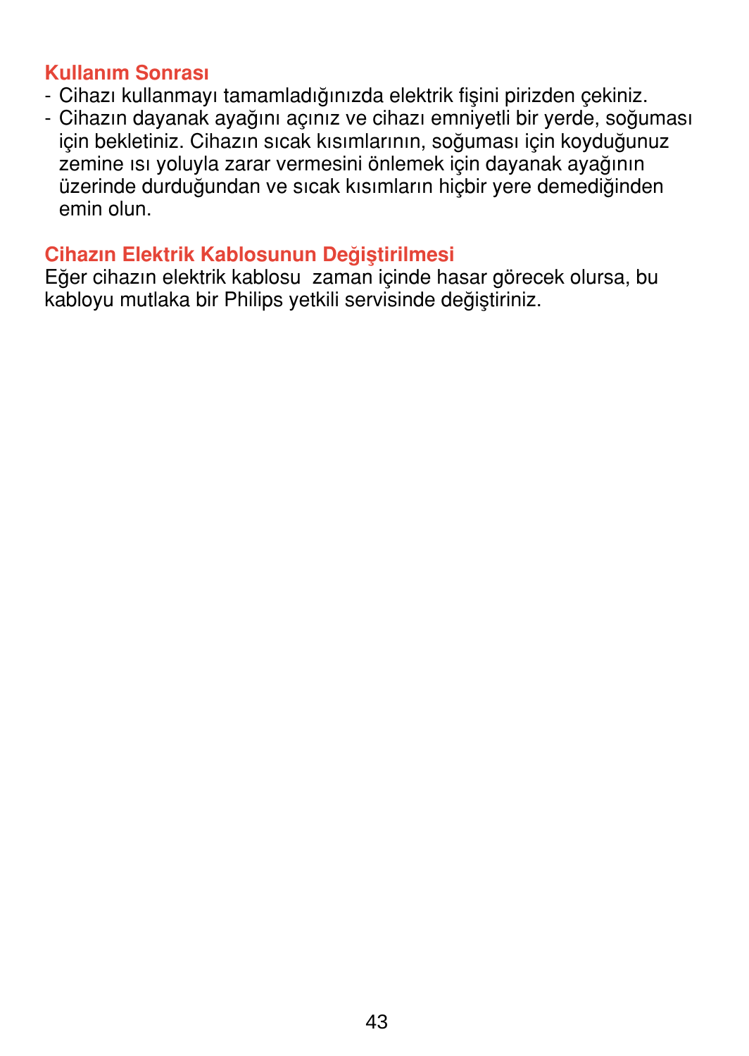## Kullanım Sonrası

- Cihazı kullanmayı tamamladığınızda elektrik fişini pirizden çekiniz.
- Cihazın dayanak ayağını açınız ve cihazı emniyetli bir yerde, soğuması için bekletiniz. Cihazın sıcak kısımlarının, soğuması için koyduğunuz zemine ısı yoluyla zarar vermesini önlemek için dayanak ayağının üzerinde durduğundan ve sıcak kısımların hiçbir yere demediğinden emin olun.

## Cihazın Elektrik Kablosunun Değiştirilmesi

Eğer cihazın elektrik kablosu zaman içinde hasar görecek olursa, bu kabloyu mutlaka bir Philips yetkili servisinde değiştiriniz.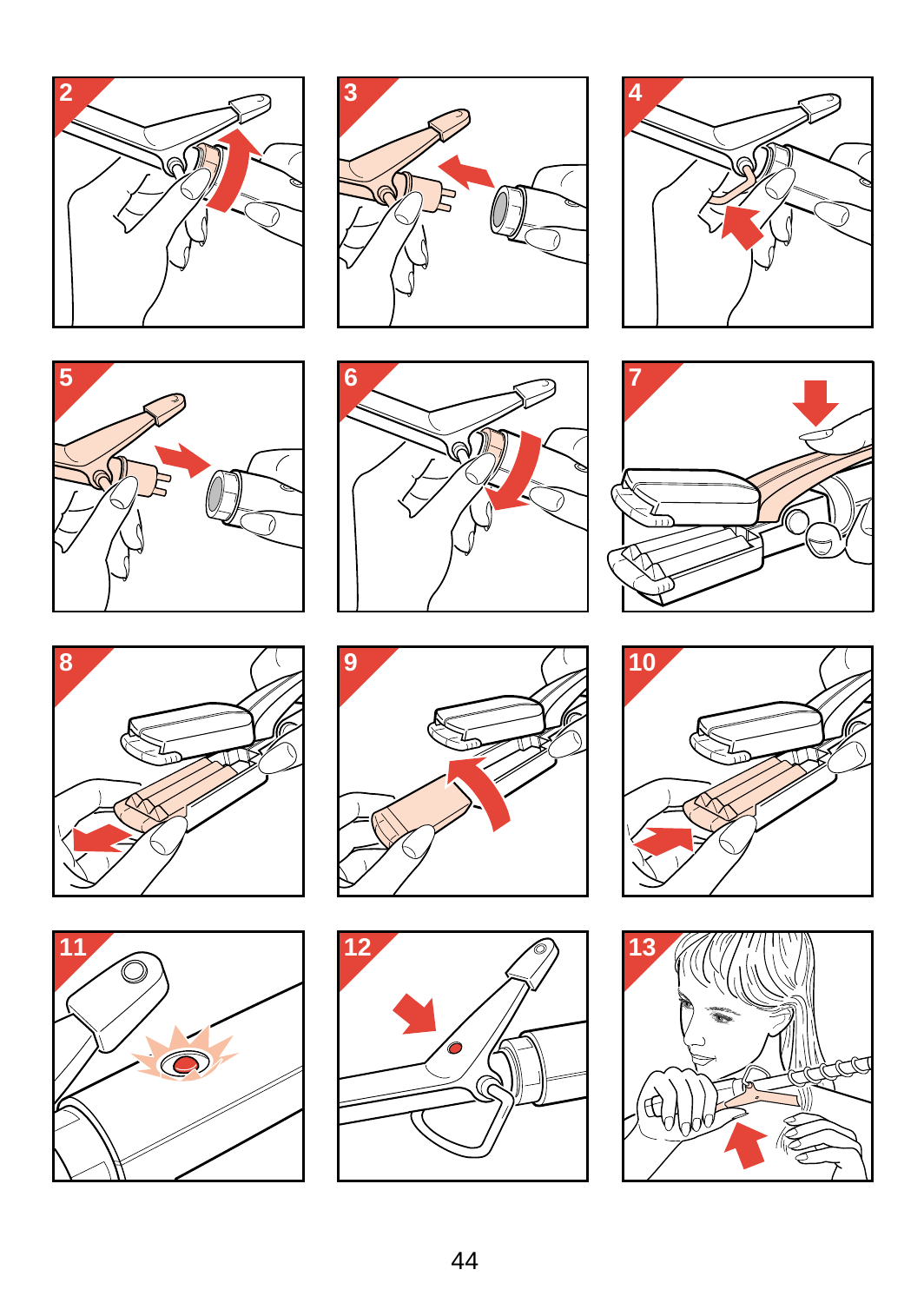2

3

4

5

6

7

8

9

10

11

12

13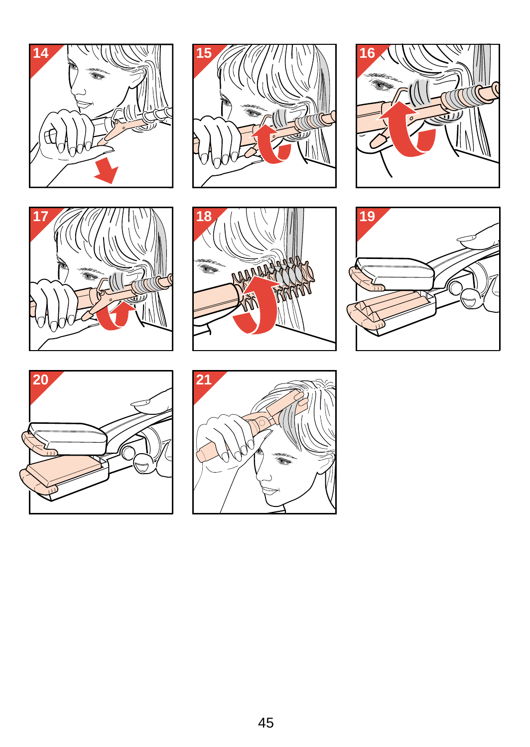14

15

16

17

18

19

20

21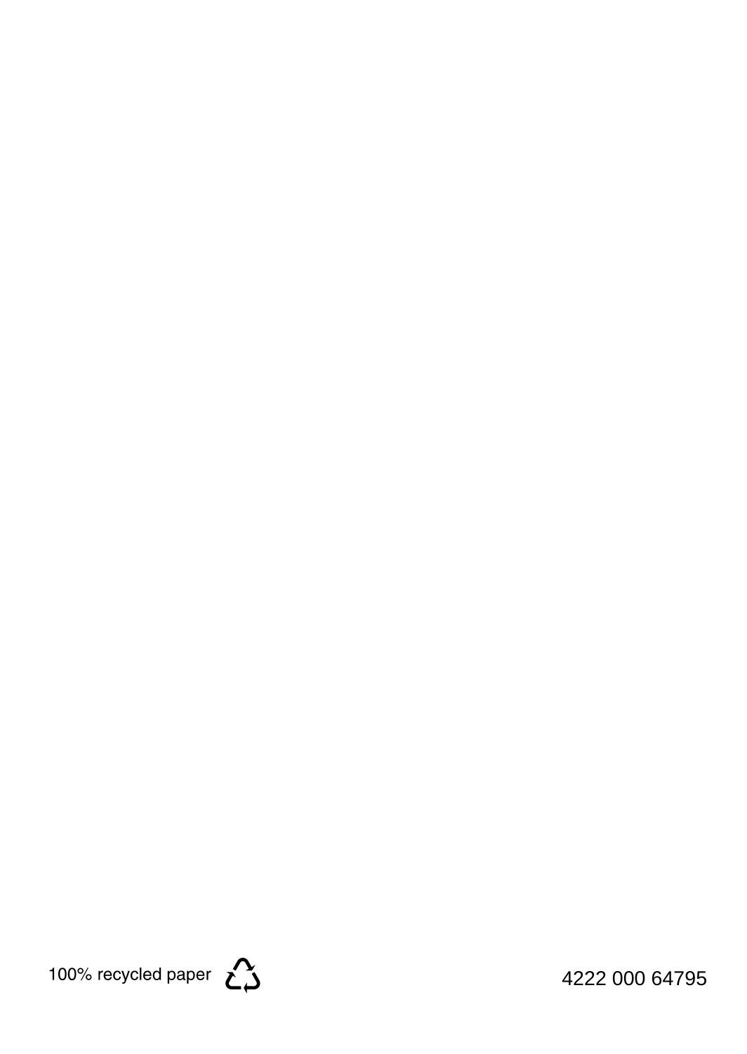100% recycled paper

4222 000 64795